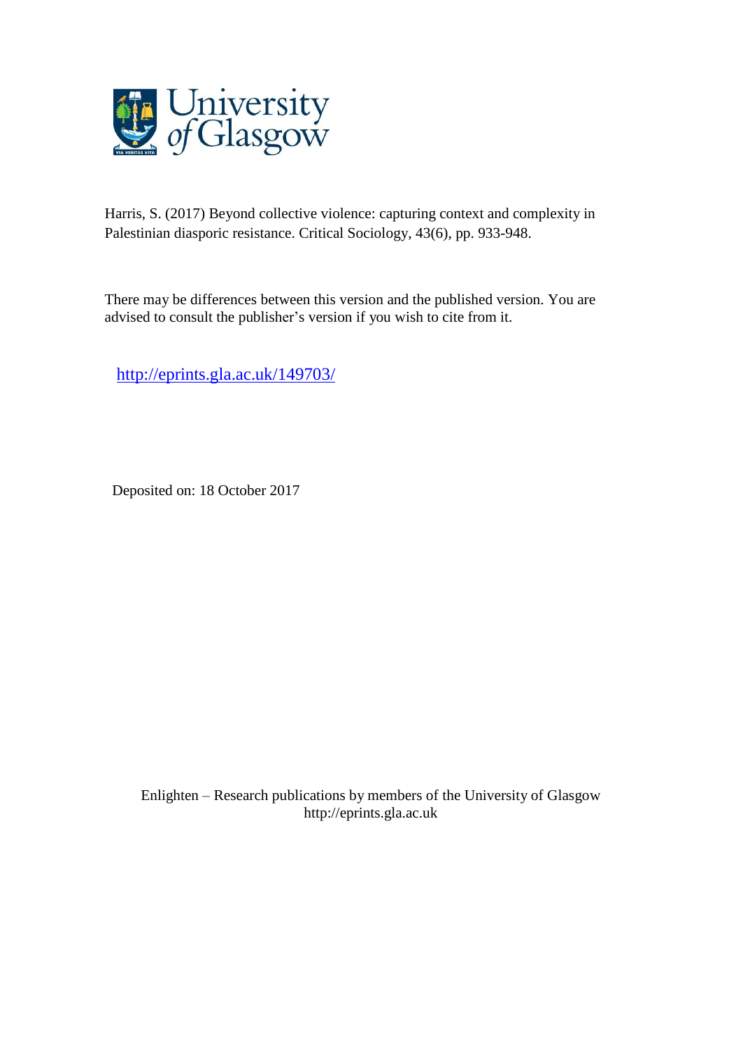Harris, S. (2017) Beyond collective violence: capturing context and complexity in Palestinian diasporic resistance. Critical Sociology, 43(6), pp. 933-948.

There may be differences between this version and the published version. You are advised to consult the publisher's version if you wish to cite from it.

http://eprints.gla.ac.uk/149703/

Deposited on: 18 October 2017

Enlighten – Research publications by members of the University of Glasgow
http://eprints.gla.ac.uk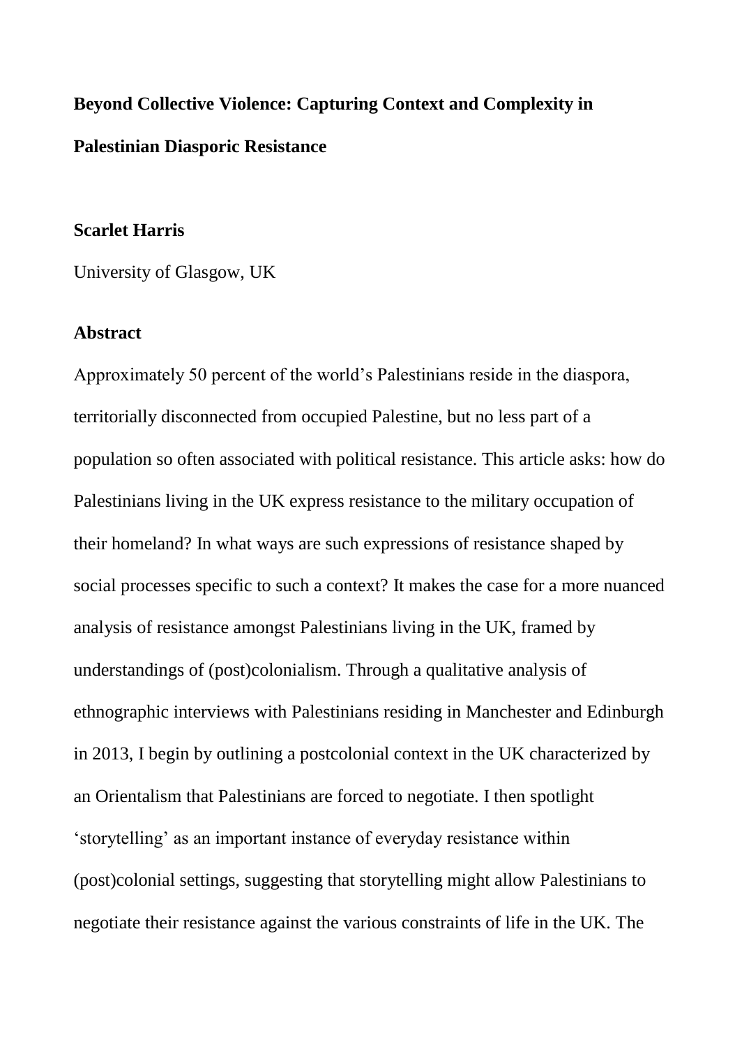**Beyond Collective Violence: Capturing Context and Complexity in Palestinian Diasporic Resistance**

**Scarlet Harris**

University of Glasgow, UK

**Abstract**

Approximately 50 percent of the world's Palestinians reside in the diaspora, territorially disconnected from occupied Palestine, but no less part of a population so often associated with political resistance. This article asks: how do Palestinians living in the UK express resistance to the military occupation of their homeland? In what ways are such expressions of resistance shaped by social processes specific to such a context? It makes the case for a more nuanced analysis of resistance amongst Palestinians living in the UK, framed by understandings of (post)colonialism. Through a qualitative analysis of ethnographic interviews with Palestinians residing in Manchester and Edinburgh in 2013, I begin by outlining a postcolonial context in the UK characterized by an Orientalism that Palestinians are forced to negotiate. I then spotlight 'storytelling' as an important instance of everyday resistance within (post)colonial settings, suggesting that storytelling might allow Palestinians to negotiate their resistance against the various constraints of life in the UK. The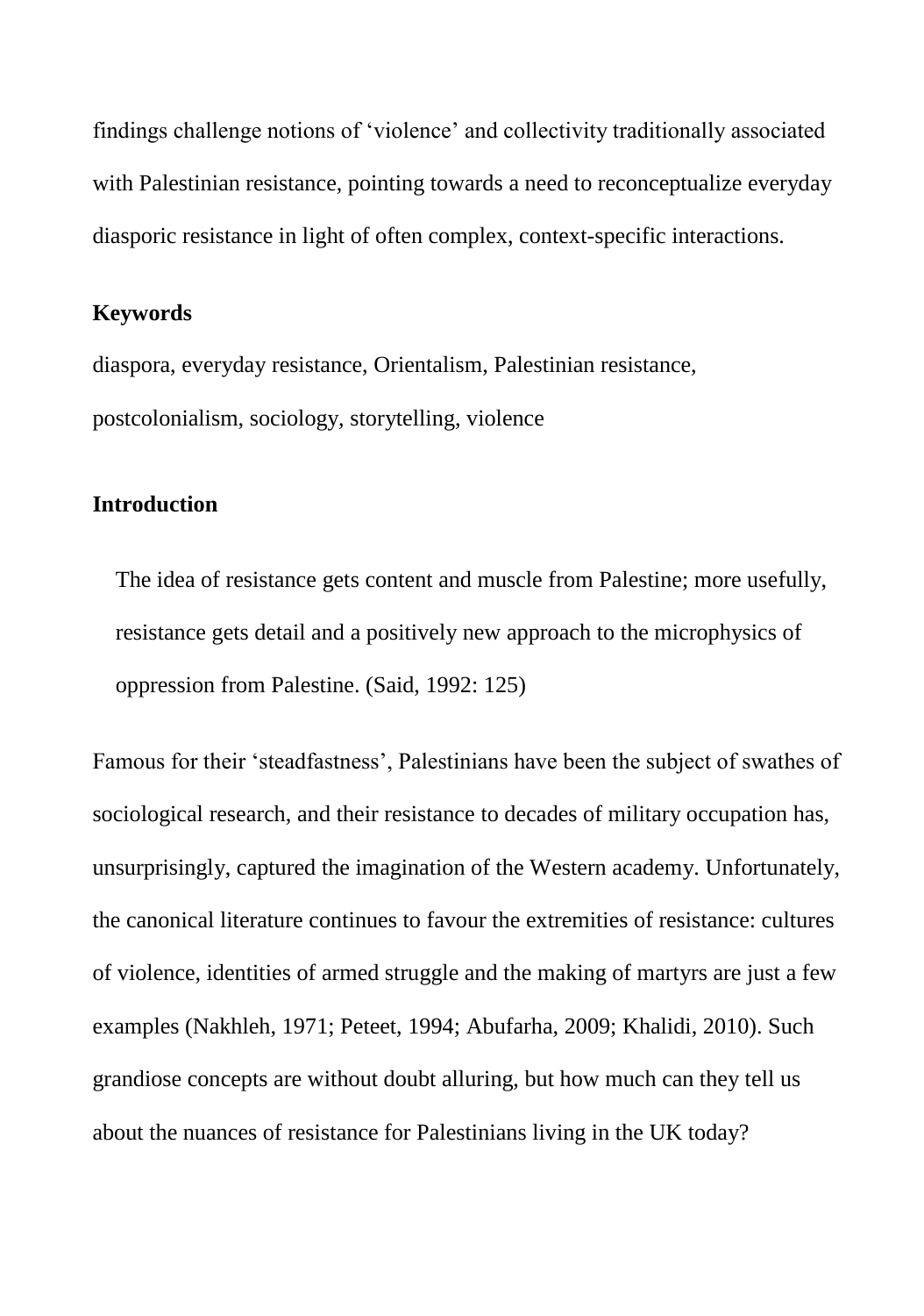findings challenge notions of 'violence' and collectivity traditionally associated with Palestinian resistance, pointing towards a need to reconceptualize everyday diasporic resistance in light of often complex, context-specific interactions.

### Keywords

diaspora, everyday resistance, Orientalism, Palestinian resistance, postcolonialism, sociology, storytelling, violence

## Introduction

> The idea of resistance gets content and muscle from Palestine; more usefully, resistance gets detail and a positively new approach to the microphysics of oppression from Palestine. (Said, 1992: 125)

Famous for their 'steadfastness', Palestinians have been the subject of swathes of sociological research, and their resistance to decades of military occupation has, unsurprisingly, captured the imagination of the Western academy. Unfortunately, the canonical literature continues to favour the extremities of resistance: cultures of violence, identities of armed struggle and the making of martyrs are just a few examples (Nakhleh, 1971; Peteet, 1994; Abufarha, 2009; Khalidi, 2010). Such grandiose concepts are without doubt alluring, but how much can they tell us about the nuances of resistance for Palestinians living in the UK today?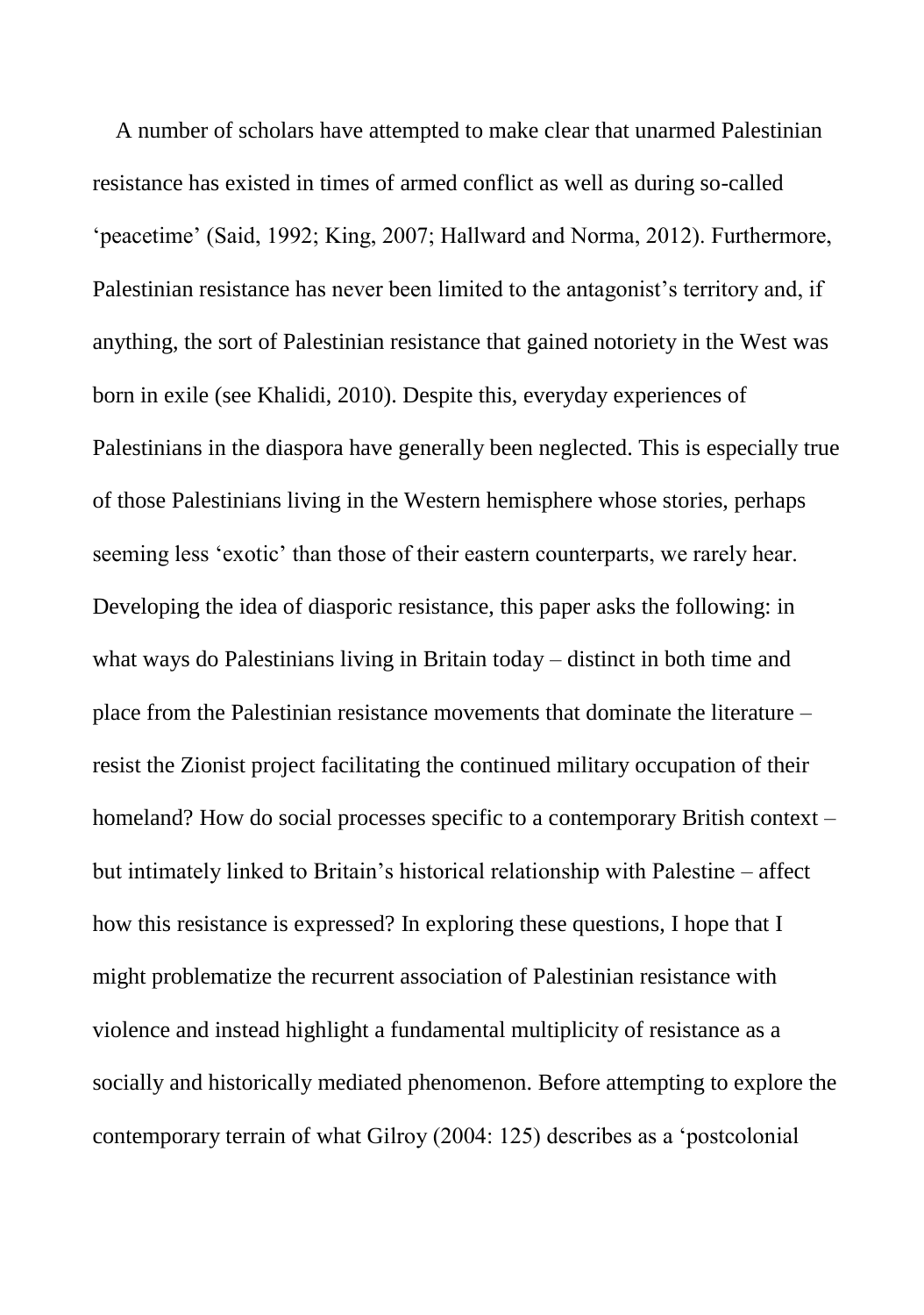A number of scholars have attempted to make clear that unarmed Palestinian resistance has existed in times of armed conflict as well as during so-called 'peacetime' (Said, 1992; King, 2007; Hallward and Norma, 2012). Furthermore, Palestinian resistance has never been limited to the antagonist's territory and, if anything, the sort of Palestinian resistance that gained notoriety in the West was born in exile (see Khalidi, 2010). Despite this, everyday experiences of Palestinians in the diaspora have generally been neglected. This is especially true of those Palestinians living in the Western hemisphere whose stories, perhaps seeming less 'exotic' than those of their eastern counterparts, we rarely hear. Developing the idea of diasporic resistance, this paper asks the following: in what ways do Palestinians living in Britain today – distinct in both time and place from the Palestinian resistance movements that dominate the literature – resist the Zionist project facilitating the continued military occupation of their homeland? How do social processes specific to a contemporary British context – but intimately linked to Britain's historical relationship with Palestine – affect how this resistance is expressed? In exploring these questions, I hope that I might problematize the recurrent association of Palestinian resistance with violence and instead highlight a fundamental multiplicity of resistance as a socially and historically mediated phenomenon. Before attempting to explore the contemporary terrain of what Gilroy (2004: 125) describes as a 'postcolonial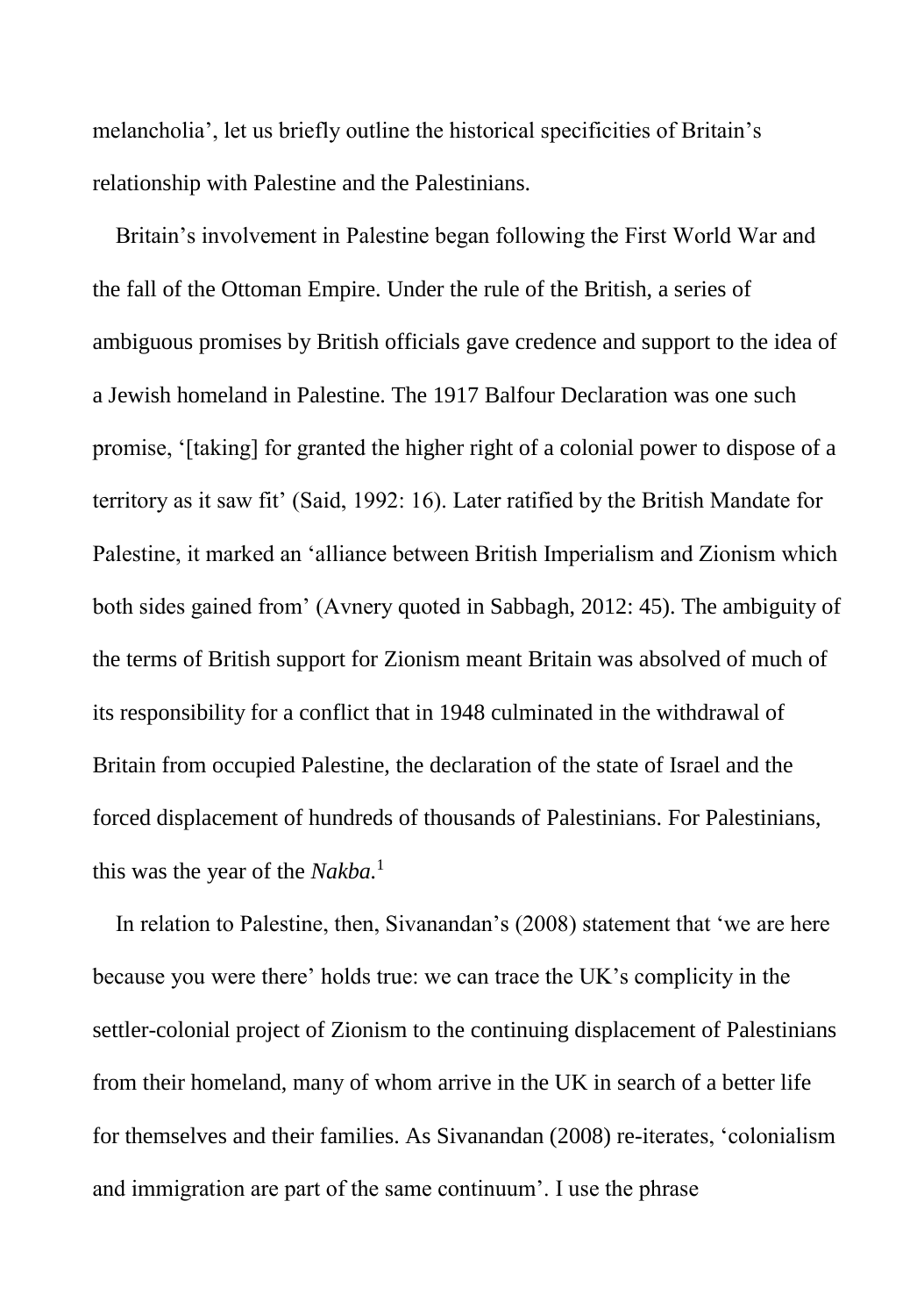melancholia', let us briefly outline the historical specificities of Britain's relationship with Palestine and the Palestinians.

Britain's involvement in Palestine began following the First World War and the fall of the Ottoman Empire. Under the rule of the British, a series of ambiguous promises by British officials gave credence and support to the idea of a Jewish homeland in Palestine. The 1917 Balfour Declaration was one such promise, '[taking] for granted the higher right of a colonial power to dispose of a territory as it saw fit' (Said, 1992: 16). Later ratified by the British Mandate for Palestine, it marked an 'alliance between British Imperialism and Zionism which both sides gained from' (Avnery quoted in Sabbagh, 2012: 45). The ambiguity of the terms of British support for Zionism meant Britain was absolved of much of its responsibility for a conflict that in 1948 culminated in the withdrawal of Britain from occupied Palestine, the declaration of the state of Israel and the forced displacement of hundreds of thousands of Palestinians. For Palestinians, this was the year of the *Nakba*.[1]

In relation to Palestine, then, Sivanandan's (2008) statement that 'we are here because you were there' holds true: we can trace the UK's complicity in the settler-colonial project of Zionism to the continuing displacement of Palestinians from their homeland, many of whom arrive in the UK in search of a better life for themselves and their families. As Sivanandan (2008) re-iterates, 'colonialism and immigration are part of the same continuum'. I use the phrase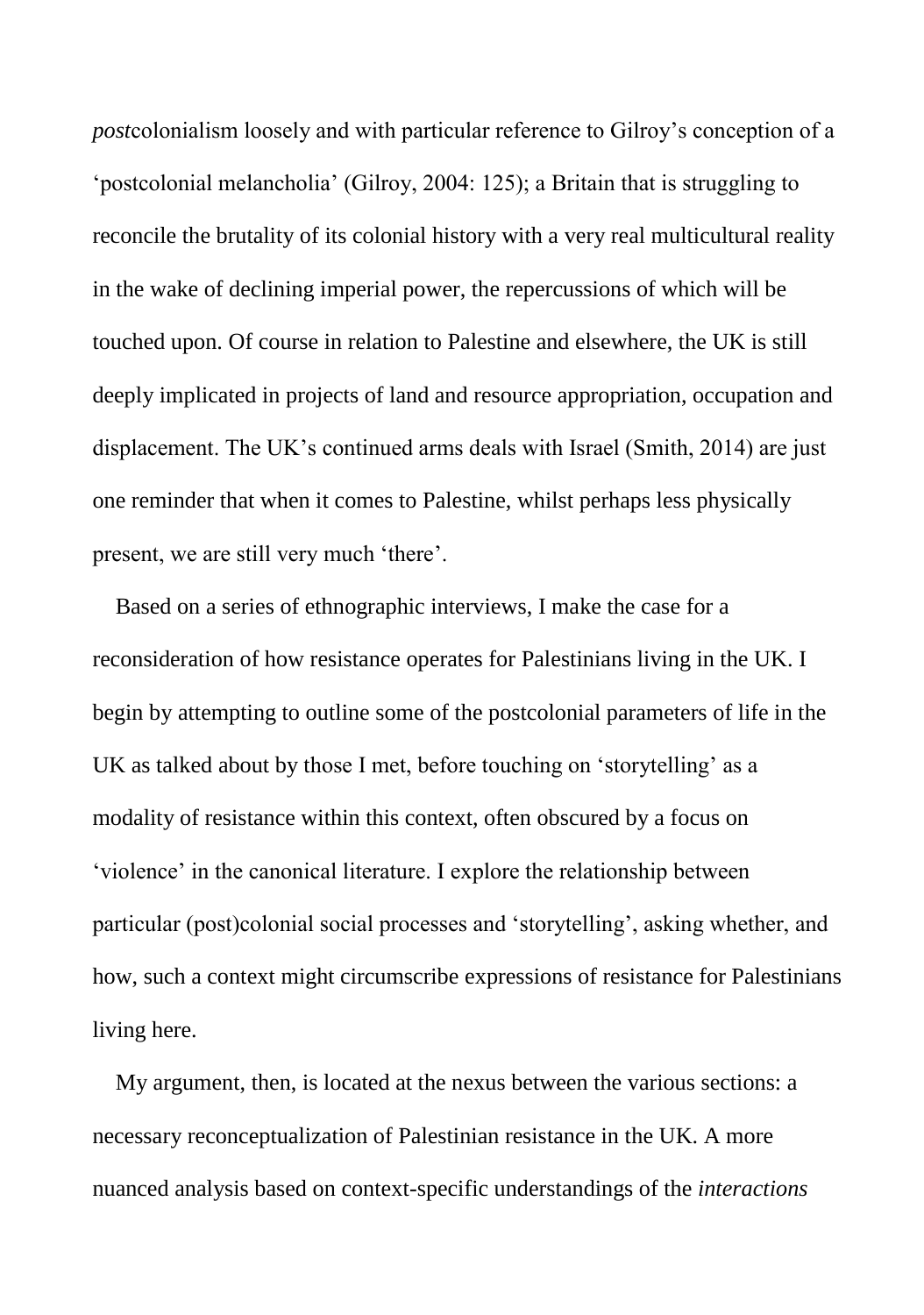*post*colonialism loosely and with particular reference to Gilroy's conception of a 'postcolonial melancholia' (Gilroy, 2004: 125); a Britain that is struggling to reconcile the brutality of its colonial history with a very real multicultural reality in the wake of declining imperial power, the repercussions of which will be touched upon. Of course in relation to Palestine and elsewhere, the UK is still deeply implicated in projects of land and resource appropriation, occupation and displacement. The UK's continued arms deals with Israel (Smith, 2014) are just one reminder that when it comes to Palestine, whilst perhaps less physically present, we are still very much 'there'.

Based on a series of ethnographic interviews, I make the case for a reconsideration of how resistance operates for Palestinians living in the UK. I begin by attempting to outline some of the postcolonial parameters of life in the UK as talked about by those I met, before touching on 'storytelling' as a modality of resistance within this context, often obscured by a focus on 'violence' in the canonical literature. I explore the relationship between particular (post)colonial social processes and 'storytelling', asking whether, and how, such a context might circumscribe expressions of resistance for Palestinians living here.

My argument, then, is located at the nexus between the various sections: a necessary reconceptualization of Palestinian resistance in the UK. A more nuanced analysis based on context-specific understandings of the *interactions*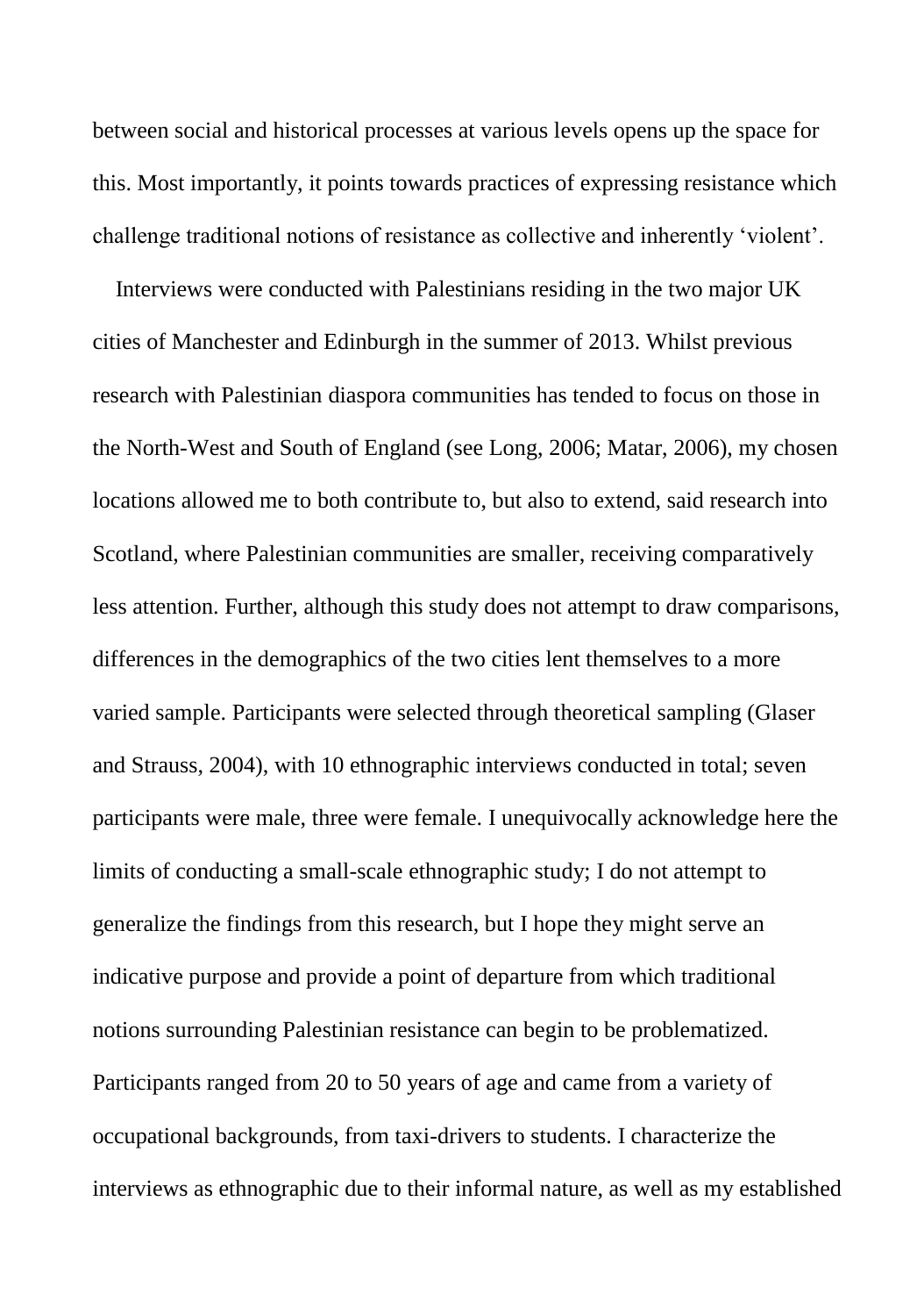between social and historical processes at various levels opens up the space for this. Most importantly, it points towards practices of expressing resistance which challenge traditional notions of resistance as collective and inherently 'violent'.

Interviews were conducted with Palestinians residing in the two major UK cities of Manchester and Edinburgh in the summer of 2013. Whilst previous research with Palestinian diaspora communities has tended to focus on those in the North-West and South of England (see Long, 2006; Matar, 2006), my chosen locations allowed me to both contribute to, but also to extend, said research into Scotland, where Palestinian communities are smaller, receiving comparatively less attention. Further, although this study does not attempt to draw comparisons, differences in the demographics of the two cities lent themselves to a more varied sample. Participants were selected through theoretical sampling (Glaser and Strauss, 2004), with 10 ethnographic interviews conducted in total; seven participants were male, three were female. I unequivocally acknowledge here the limits of conducting a small-scale ethnographic study; I do not attempt to generalize the findings from this research, but I hope they might serve an indicative purpose and provide a point of departure from which traditional notions surrounding Palestinian resistance can begin to be problematized. Participants ranged from 20 to 50 years of age and came from a variety of occupational backgrounds, from taxi-drivers to students. I characterize the interviews as ethnographic due to their informal nature, as well as my established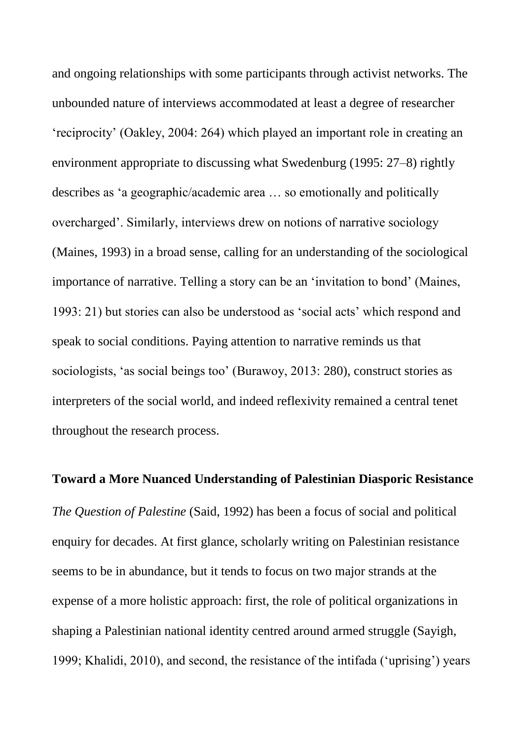and ongoing relationships with some participants through activist networks. The unbounded nature of interviews accommodated at least a degree of researcher ‘reciprocity’ (Oakley, 2004: 264) which played an important role in creating an environment appropriate to discussing what Swedenburg (1995: 27–8) rightly describes as ‘a geographic/academic area … so emotionally and politically overcharged’. Similarly, interviews drew on notions of narrative sociology (Maines, 1993) in a broad sense, calling for an understanding of the sociological importance of narrative. Telling a story can be an ‘invitation to bond’ (Maines, 1993: 21) but stories can also be understood as ‘social acts’ which respond and speak to social conditions. Paying attention to narrative reminds us that sociologists, ‘as social beings too’ (Burawoy, 2013: 280), construct stories as interpreters of the social world, and indeed reflexivity remained a central tenet throughout the research process.

**Toward a More Nuanced Understanding of Palestinian Diasporic Resistance**

*The Question of Palestine* (Said, 1992) has been a focus of social and political enquiry for decades. At first glance, scholarly writing on Palestinian resistance seems to be in abundance, but it tends to focus on two major strands at the expense of a more holistic approach: first, the role of political organizations in shaping a Palestinian national identity centred around armed struggle (Sayigh, 1999; Khalidi, 2010), and second, the resistance of the intifada (‘uprising’) years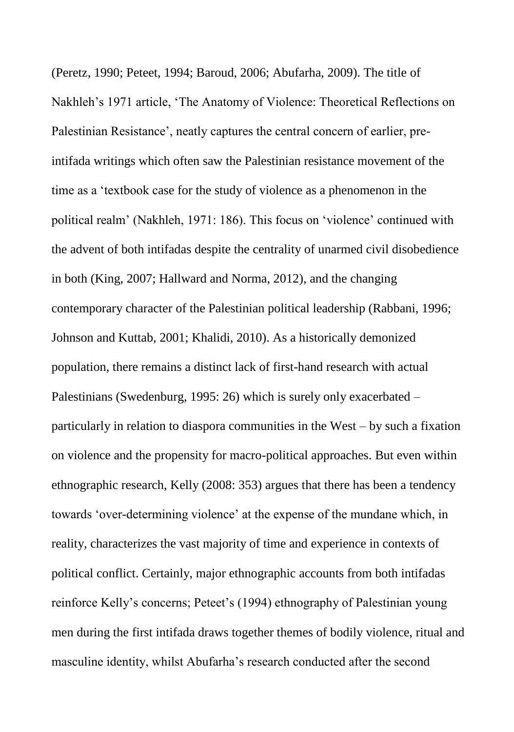(Peretz, 1990; Peteet, 1994; Baroud, 2006; Abufarha, 2009). The title of Nakhleh's 1971 article, 'The Anatomy of Violence: Theoretical Reflections on Palestinian Resistance', neatly captures the central concern of earlier, pre-intifada writings which often saw the Palestinian resistance movement of the time as a 'textbook case for the study of violence as a phenomenon in the political realm' (Nakhleh, 1971: 186). This focus on 'violence' continued with the advent of both intifadas despite the centrality of unarmed civil disobedience in both (King, 2007; Hallward and Norma, 2012), and the changing contemporary character of the Palestinian political leadership (Rabbani, 1996; Johnson and Kuttab, 2001; Khalidi, 2010). As a historically demonized population, there remains a distinct lack of first-hand research with actual Palestinians (Swedenburg, 1995: 26) which is surely only exacerbated – particularly in relation to diaspora communities in the West – by such a fixation on violence and the propensity for macro-political approaches. But even within ethnographic research, Kelly (2008: 353) argues that there has been a tendency towards 'over-determining violence' at the expense of the mundane which, in reality, characterizes the vast majority of time and experience in contexts of political conflict. Certainly, major ethnographic accounts from both intifadas reinforce Kelly's concerns; Peteet's (1994) ethnography of Palestinian young men during the first intifada draws together themes of bodily violence, ritual and masculine identity, whilst Abufarha's research conducted after the second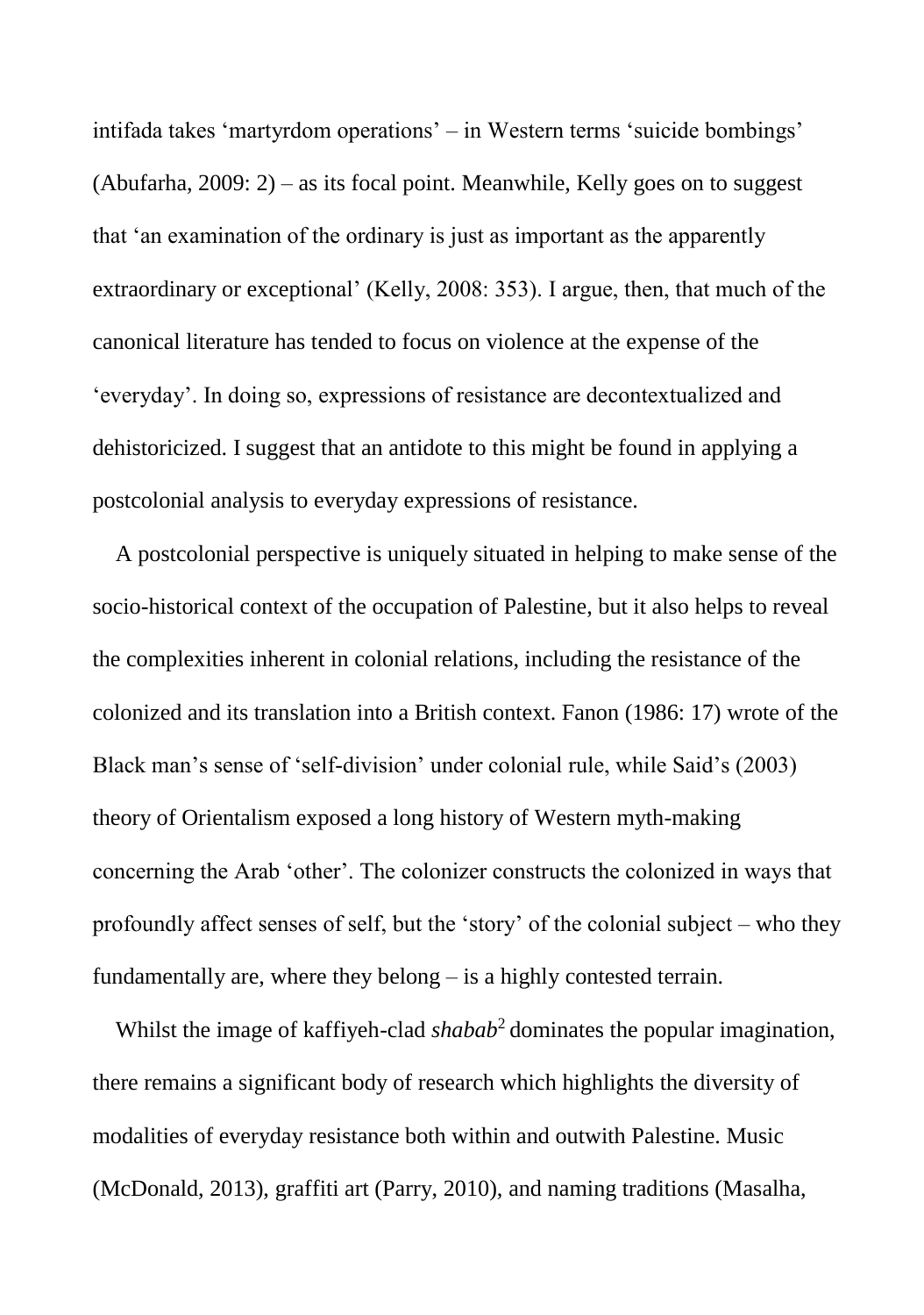intifada takes 'martyrdom operations' – in Western terms 'suicide bombings' (Abufarha, 2009: 2) – as its focal point. Meanwhile, Kelly goes on to suggest that 'an examination of the ordinary is just as important as the apparently extraordinary or exceptional' (Kelly, 2008: 353). I argue, then, that much of the canonical literature has tended to focus on violence at the expense of the 'everyday'. In doing so, expressions of resistance are decontextualized and dehistoricized. I suggest that an antidote to this might be found in applying a postcolonial analysis to everyday expressions of resistance.

A postcolonial perspective is uniquely situated in helping to make sense of the socio-historical context of the occupation of Palestine, but it also helps to reveal the complexities inherent in colonial relations, including the resistance of the colonized and its translation into a British context. Fanon (1986: 17) wrote of the Black man's sense of 'self-division' under colonial rule, while Said's (2003) theory of Orientalism exposed a long history of Western myth-making concerning the Arab 'other'. The colonizer constructs the colonized in ways that profoundly affect senses of self, but the 'story' of the colonial subject – who they fundamentally are, where they belong – is a highly contested terrain.

Whilst the image of kaffiyeh-clad *shabab*[2] dominates the popular imagination, there remains a significant body of research which highlights the diversity of modalities of everyday resistance both within and outwith Palestine. Music (McDonald, 2013), graffiti art (Parry, 2010), and naming traditions (Masalha,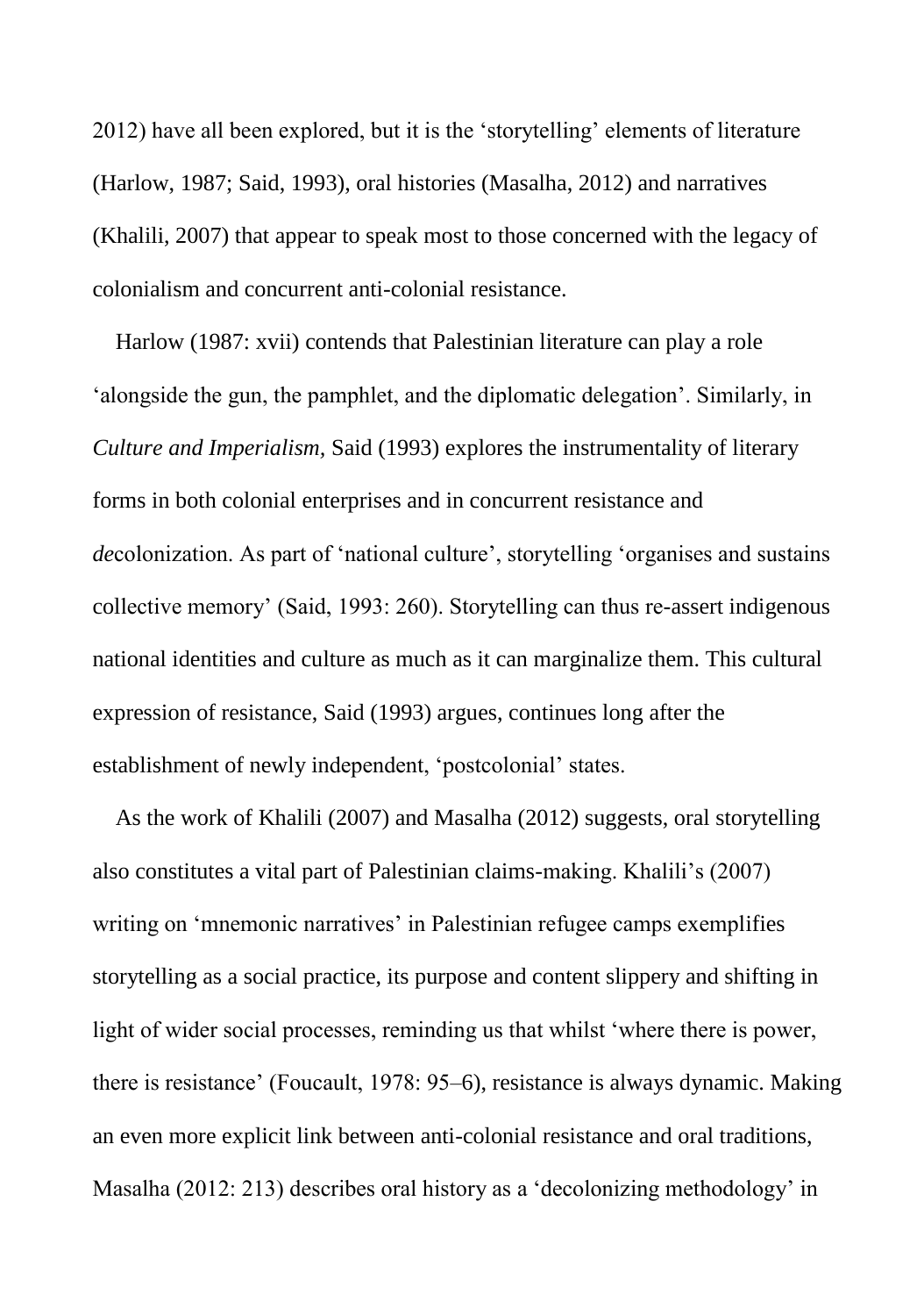2012) have all been explored, but it is the 'storytelling' elements of literature (Harlow, 1987; Said, 1993), oral histories (Masalha, 2012) and narratives (Khalili, 2007) that appear to speak most to those concerned with the legacy of colonialism and concurrent anti-colonial resistance.

Harlow (1987: xvii) contends that Palestinian literature can play a role 'alongside the gun, the pamphlet, and the diplomatic delegation'. Similarly, in *Culture and Imperialism,* Said (1993) explores the instrumentality of literary forms in both colonial enterprises and in concurrent resistance and *de*colonization. As part of 'national culture', storytelling 'organises and sustains collective memory' (Said, 1993: 260). Storytelling can thus re-assert indigenous national identities and culture as much as it can marginalize them. This cultural expression of resistance, Said (1993) argues, continues long after the establishment of newly independent, 'postcolonial' states.

As the work of Khalili (2007) and Masalha (2012) suggests, oral storytelling also constitutes a vital part of Palestinian claims-making. Khalili's (2007) writing on 'mnemonic narratives' in Palestinian refugee camps exemplifies storytelling as a social practice, its purpose and content slippery and shifting in light of wider social processes, reminding us that whilst 'where there is power, there is resistance' (Foucault, 1978: 95–6), resistance is always dynamic. Making an even more explicit link between anti-colonial resistance and oral traditions, Masalha (2012: 213) describes oral history as a 'decolonizing methodology' in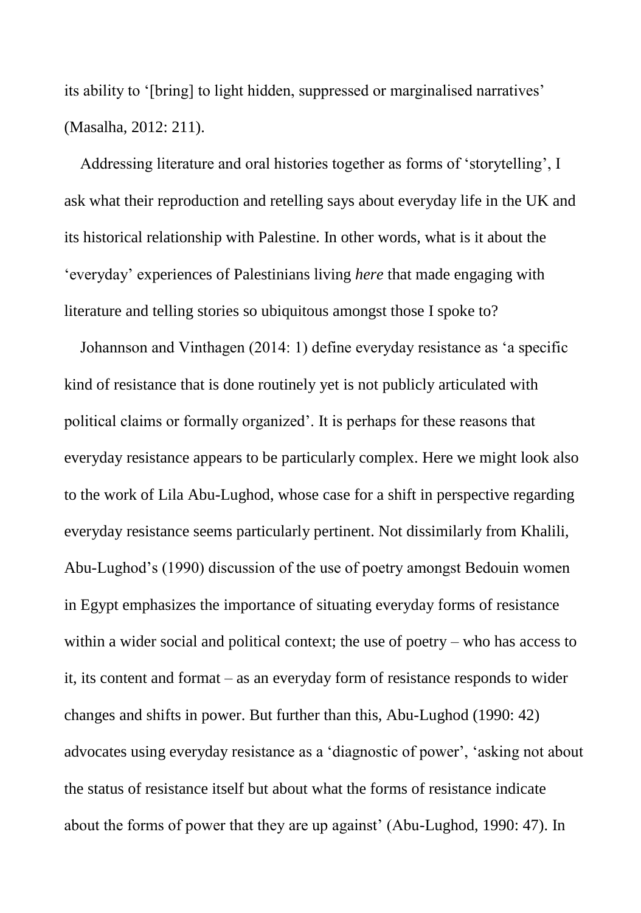its ability to '[bring] to light hidden, suppressed or marginalised narratives' (Masalha, 2012: 211).

Addressing literature and oral histories together as forms of 'storytelling', I ask what their reproduction and retelling says about everyday life in the UK and its historical relationship with Palestine. In other words, what is it about the 'everyday' experiences of Palestinians living *here* that made engaging with literature and telling stories so ubiquitous amongst those I spoke to?

Johannson and Vinthagen (2014: 1) define everyday resistance as 'a specific kind of resistance that is done routinely yet is not publicly articulated with political claims or formally organized'. It is perhaps for these reasons that everyday resistance appears to be particularly complex. Here we might look also to the work of Lila Abu-Lughod, whose case for a shift in perspective regarding everyday resistance seems particularly pertinent. Not dissimilarly from Khalili, Abu-Lughod's (1990) discussion of the use of poetry amongst Bedouin women in Egypt emphasizes the importance of situating everyday forms of resistance within a wider social and political context; the use of poetry – who has access to it, its content and format – as an everyday form of resistance responds to wider changes and shifts in power. But further than this, Abu-Lughod (1990: 42) advocates using everyday resistance as a 'diagnostic of power', 'asking not about the status of resistance itself but about what the forms of resistance indicate about the forms of power that they are up against' (Abu-Lughod, 1990: 47). In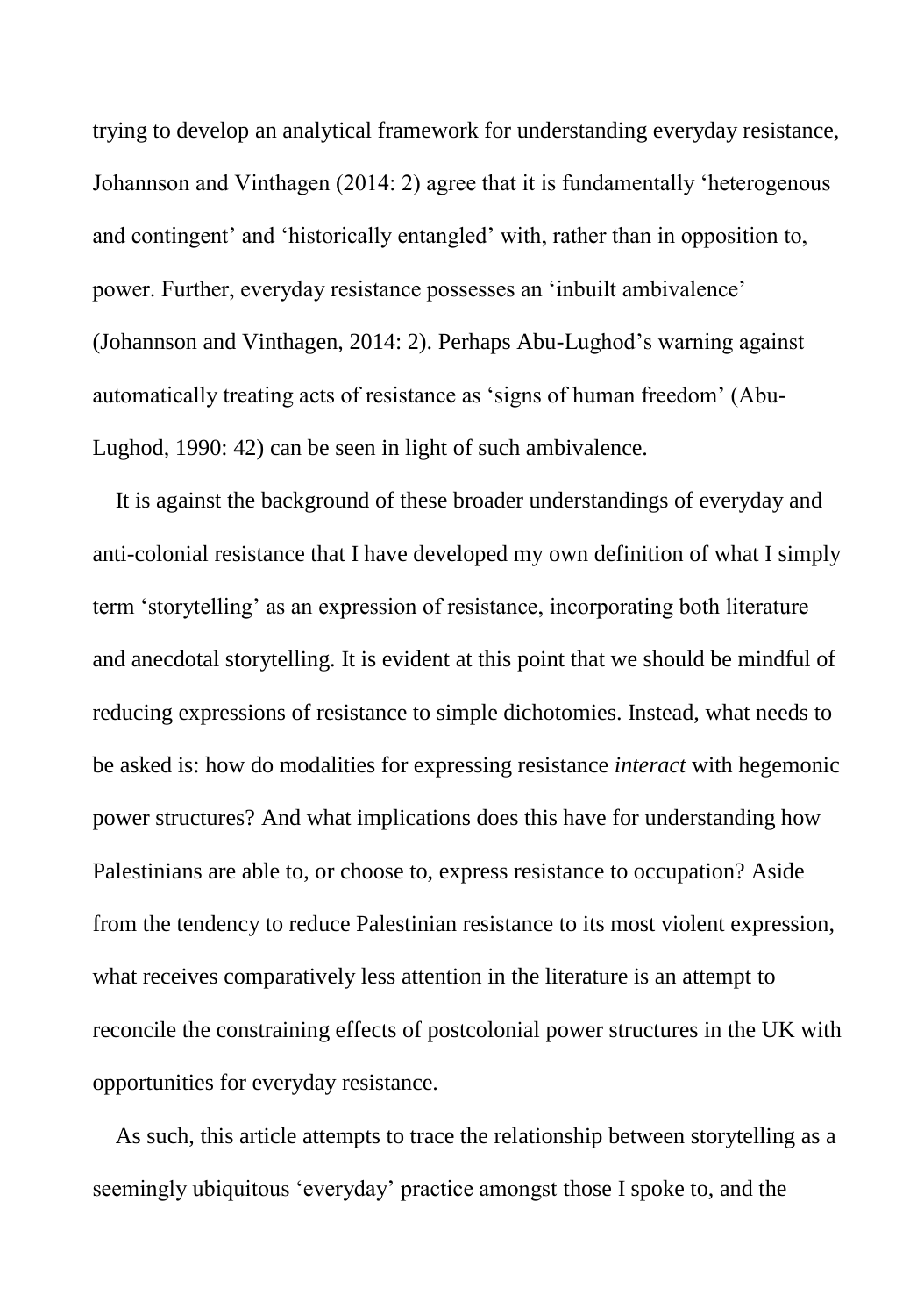trying to develop an analytical framework for understanding everyday resistance, Johannson and Vinthagen (2014: 2) agree that it is fundamentally 'heterogenous and contingent' and 'historically entangled' with, rather than in opposition to, power. Further, everyday resistance possesses an 'inbuilt ambivalence' (Johannson and Vinthagen, 2014: 2). Perhaps Abu-Lughod's warning against automatically treating acts of resistance as 'signs of human freedom' (Abu-Lughod, 1990: 42) can be seen in light of such ambivalence.

It is against the background of these broader understandings of everyday and anti-colonial resistance that I have developed my own definition of what I simply term 'storytelling' as an expression of resistance, incorporating both literature and anecdotal storytelling. It is evident at this point that we should be mindful of reducing expressions of resistance to simple dichotomies. Instead, what needs to be asked is: how do modalities for expressing resistance *interact* with hegemonic power structures? And what implications does this have for understanding how Palestinians are able to, or choose to, express resistance to occupation? Aside from the tendency to reduce Palestinian resistance to its most violent expression, what receives comparatively less attention in the literature is an attempt to reconcile the constraining effects of postcolonial power structures in the UK with opportunities for everyday resistance.

As such, this article attempts to trace the relationship between storytelling as a seemingly ubiquitous 'everyday' practice amongst those I spoke to, and the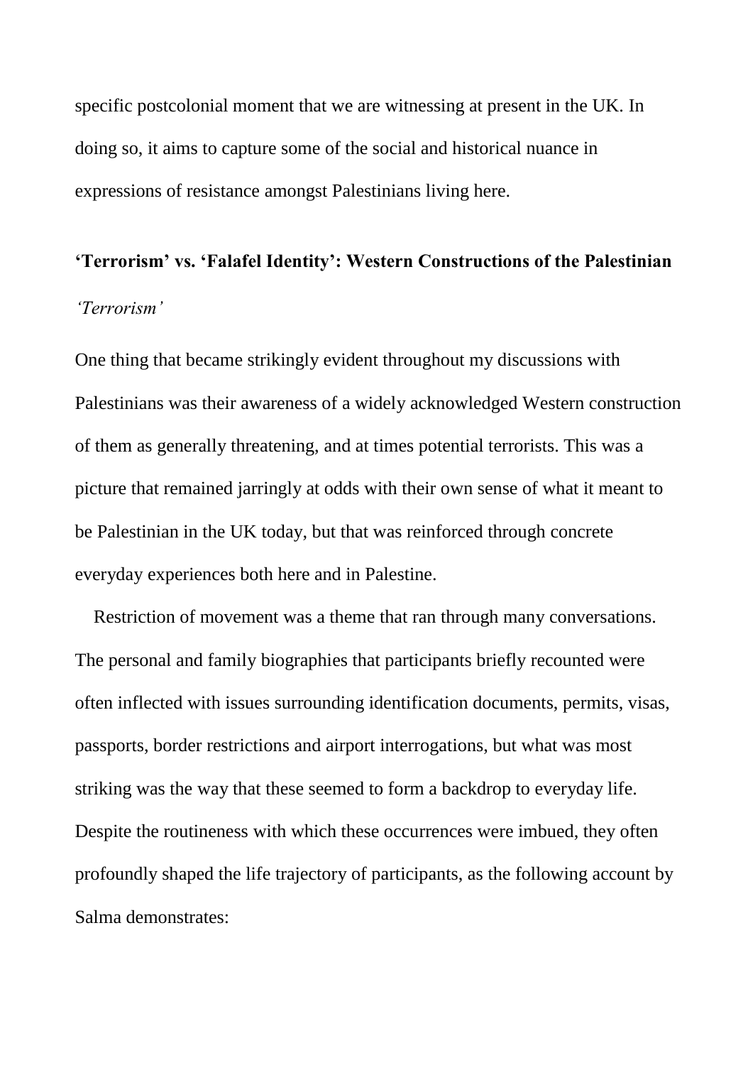specific postcolonial moment that we are witnessing at present in the UK. In doing so, it aims to capture some of the social and historical nuance in expressions of resistance amongst Palestinians living here.

## 'Terrorism' vs. 'Falafel Identity': Western Constructions of the Palestinian

### *'Terrorism'*

One thing that became strikingly evident throughout my discussions with Palestinians was their awareness of a widely acknowledged Western construction of them as generally threatening, and at times potential terrorists. This was a picture that remained jarringly at odds with their own sense of what it meant to be Palestinian in the UK today, but that was reinforced through concrete everyday experiences both here and in Palestine.

Restriction of movement was a theme that ran through many conversations. The personal and family biographies that participants briefly recounted were often inflected with issues surrounding identification documents, permits, visas, passports, border restrictions and airport interrogations, but what was most striking was the way that these seemed to form a backdrop to everyday life. Despite the routineness with which these occurrences were imbued, they often profoundly shaped the life trajectory of participants, as the following account by Salma demonstrates: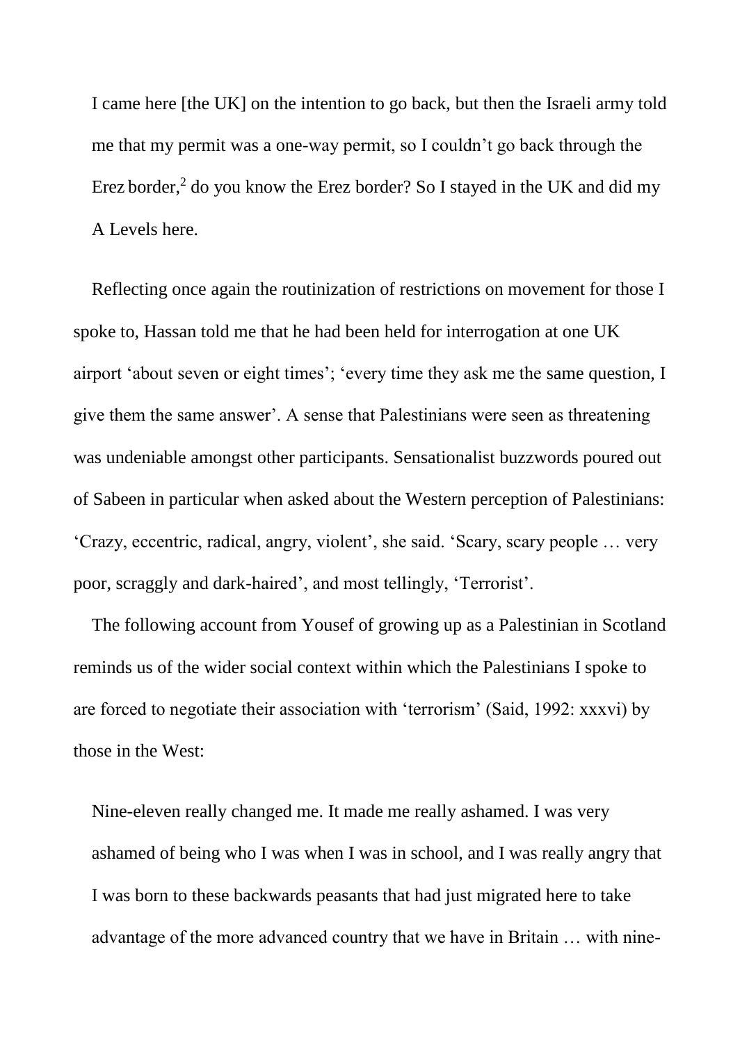> I came here [the UK] on the intention to go back, but then the Israeli army told me that my permit was a one-way permit, so I couldn't go back through the Erez border,[2] do you know the Erez border? So I stayed in the UK and did my A Levels here.

Reflecting once again the routinization of restrictions on movement for those I spoke to, Hassan told me that he had been held for interrogation at one UK airport 'about seven or eight times'; 'every time they ask me the same question, I give them the same answer'. A sense that Palestinians were seen as threatening was undeniable amongst other participants. Sensationalist buzzwords poured out of Sabeen in particular when asked about the Western perception of Palestinians: 'Crazy, eccentric, radical, angry, violent', she said. 'Scary, scary people … very poor, scraggly and dark-haired', and most tellingly, 'Terrorist'.

The following account from Yousef of growing up as a Palestinian in Scotland reminds us of the wider social context within which the Palestinians I spoke to are forced to negotiate their association with 'terrorism' (Said, 1992: xxxvi) by those in the West:

> Nine-eleven really changed me. It made me really ashamed. I was very ashamed of being who I was when I was in school, and I was really angry that I was born to these backwards peasants that had just migrated here to take advantage of the more advanced country that we have in Britain … with nine-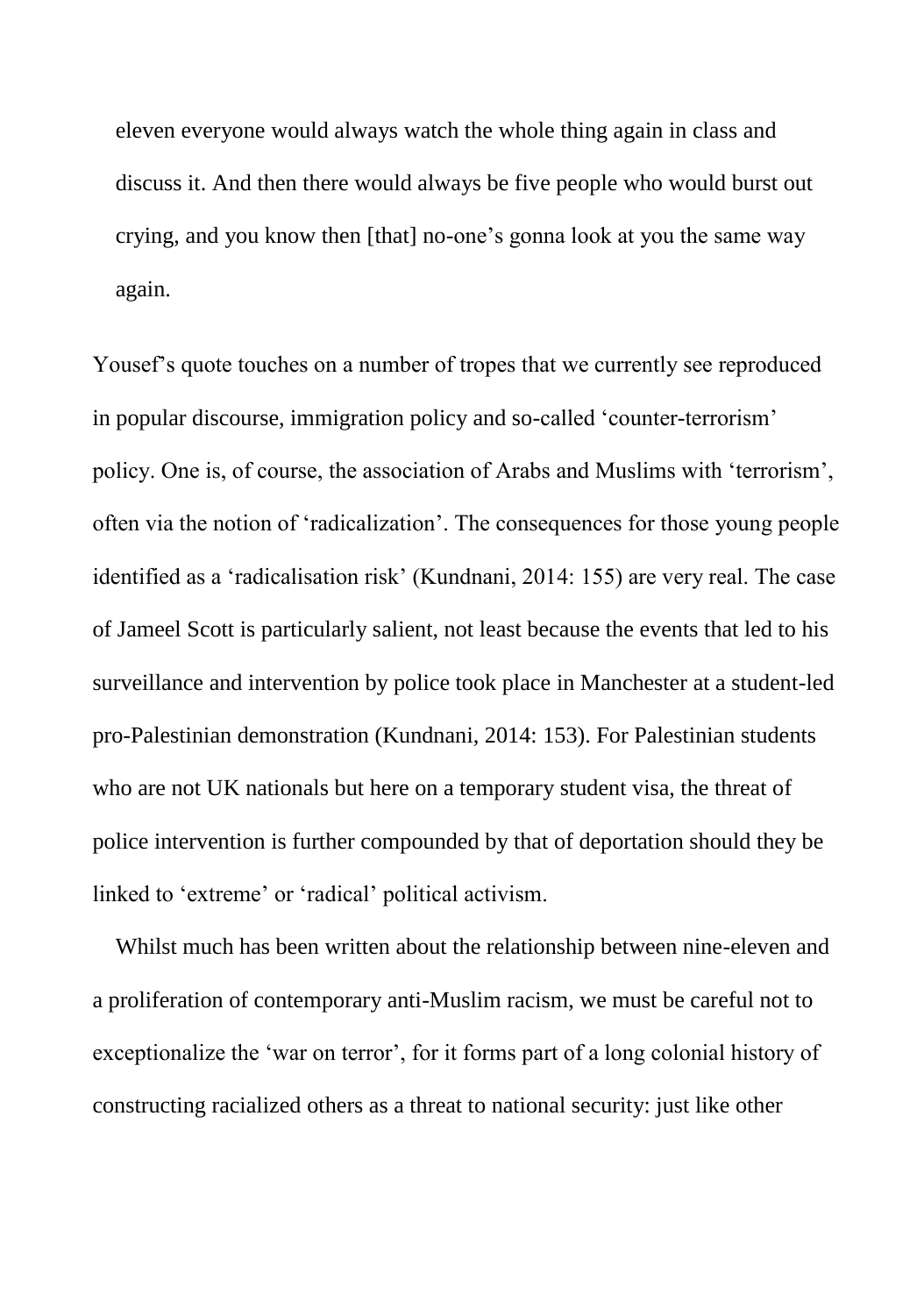> eleven everyone would always watch the whole thing again in class and discuss it. And then there would always be five people who would burst out crying, and you know then [that] no-one's gonna look at you the same way again.

Yousef's quote touches on a number of tropes that we currently see reproduced in popular discourse, immigration policy and so-called 'counter-terrorism' policy. One is, of course, the association of Arabs and Muslims with 'terrorism', often via the notion of 'radicalization'. The consequences for those young people identified as a 'radicalisation risk' (Kundnani, 2014: 155) are very real. The case of Jameel Scott is particularly salient, not least because the events that led to his surveillance and intervention by police took place in Manchester at a student-led pro-Palestinian demonstration (Kundnani, 2014: 153). For Palestinian students who are not UK nationals but here on a temporary student visa, the threat of police intervention is further compounded by that of deportation should they be linked to 'extreme' or 'radical' political activism.

Whilst much has been written about the relationship between nine-eleven and a proliferation of contemporary anti-Muslim racism, we must be careful not to exceptionalize the 'war on terror', for it forms part of a long colonial history of constructing racialized others as a threat to national security: just like other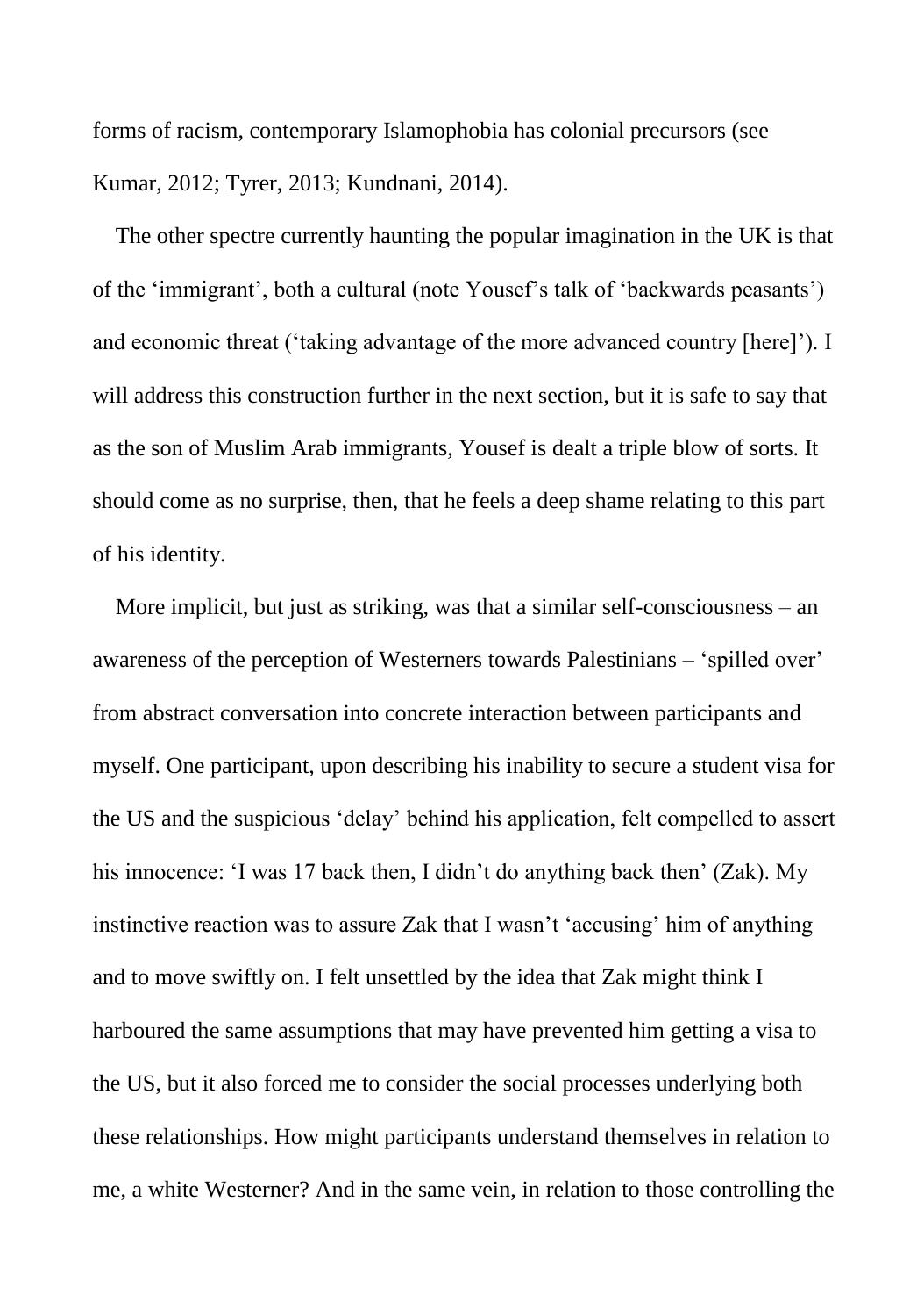forms of racism, contemporary Islamophobia has colonial precursors (see Kumar, 2012; Tyrer, 2013; Kundnani, 2014).

The other spectre currently haunting the popular imagination in the UK is that of the 'immigrant', both a cultural (note Yousef's talk of 'backwards peasants') and economic threat ('taking advantage of the more advanced country [here]'). I will address this construction further in the next section, but it is safe to say that as the son of Muslim Arab immigrants, Yousef is dealt a triple blow of sorts. It should come as no surprise, then, that he feels a deep shame relating to this part of his identity.

More implicit, but just as striking, was that a similar self-consciousness – an awareness of the perception of Westerners towards Palestinians – 'spilled over' from abstract conversation into concrete interaction between participants and myself. One participant, upon describing his inability to secure a student visa for the US and the suspicious 'delay' behind his application, felt compelled to assert his innocence: 'I was 17 back then, I didn't do anything back then' (Zak). My instinctive reaction was to assure Zak that I wasn't 'accusing' him of anything and to move swiftly on. I felt unsettled by the idea that Zak might think I harboured the same assumptions that may have prevented him getting a visa to the US, but it also forced me to consider the social processes underlying both these relationships. How might participants understand themselves in relation to me, a white Westerner? And in the same vein, in relation to those controlling the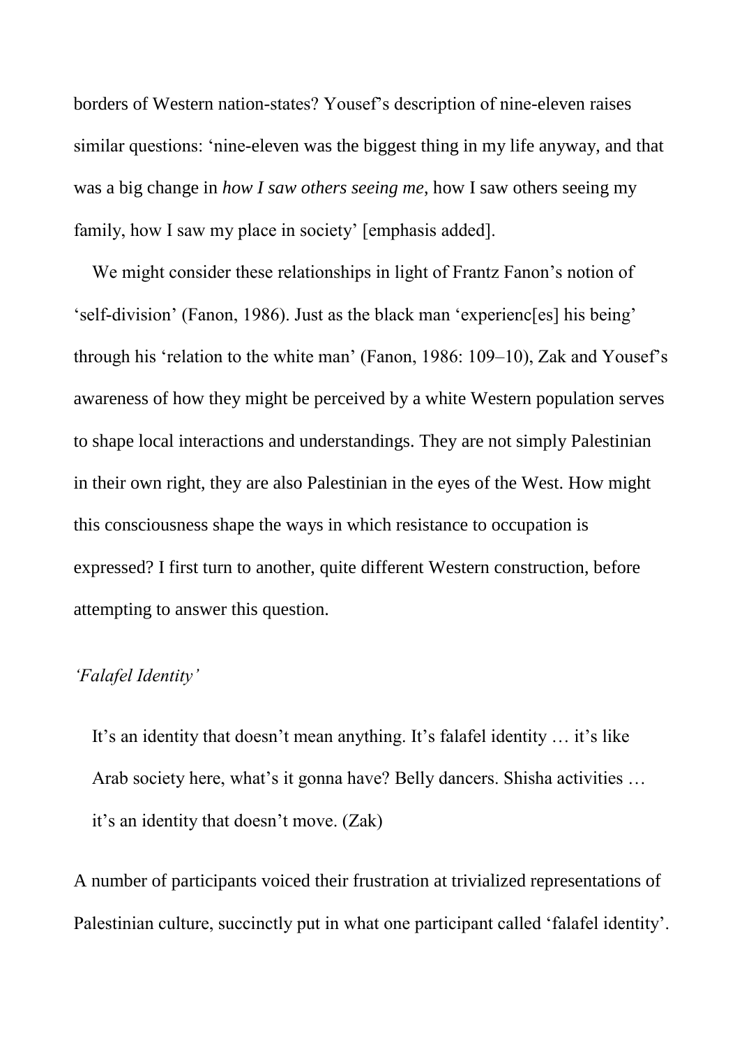borders of Western nation-states? Yousef's description of nine-eleven raises similar questions: 'nine-eleven was the biggest thing in my life anyway, and that was a big change in *how I saw others seeing me*, how I saw others seeing my family, how I saw my place in society' [emphasis added].

We might consider these relationships in light of Frantz Fanon's notion of 'self-division' (Fanon, 1986). Just as the black man 'experienc[es] his being' through his 'relation to the white man' (Fanon, 1986: 109–10), Zak and Yousef's awareness of how they might be perceived by a white Western population serves to shape local interactions and understandings. They are not simply Palestinian in their own right, they are also Palestinian in the eyes of the West. How might this consciousness shape the ways in which resistance to occupation is expressed? I first turn to another, quite different Western construction, before attempting to answer this question.

### *'Falafel Identity'*

> It's an identity that doesn't mean anything. It's falafel identity … it's like Arab society here, what's it gonna have? Belly dancers. Shisha activities … it's an identity that doesn't move. (Zak)

A number of participants voiced their frustration at trivialized representations of Palestinian culture, succinctly put in what one participant called 'falafel identity'.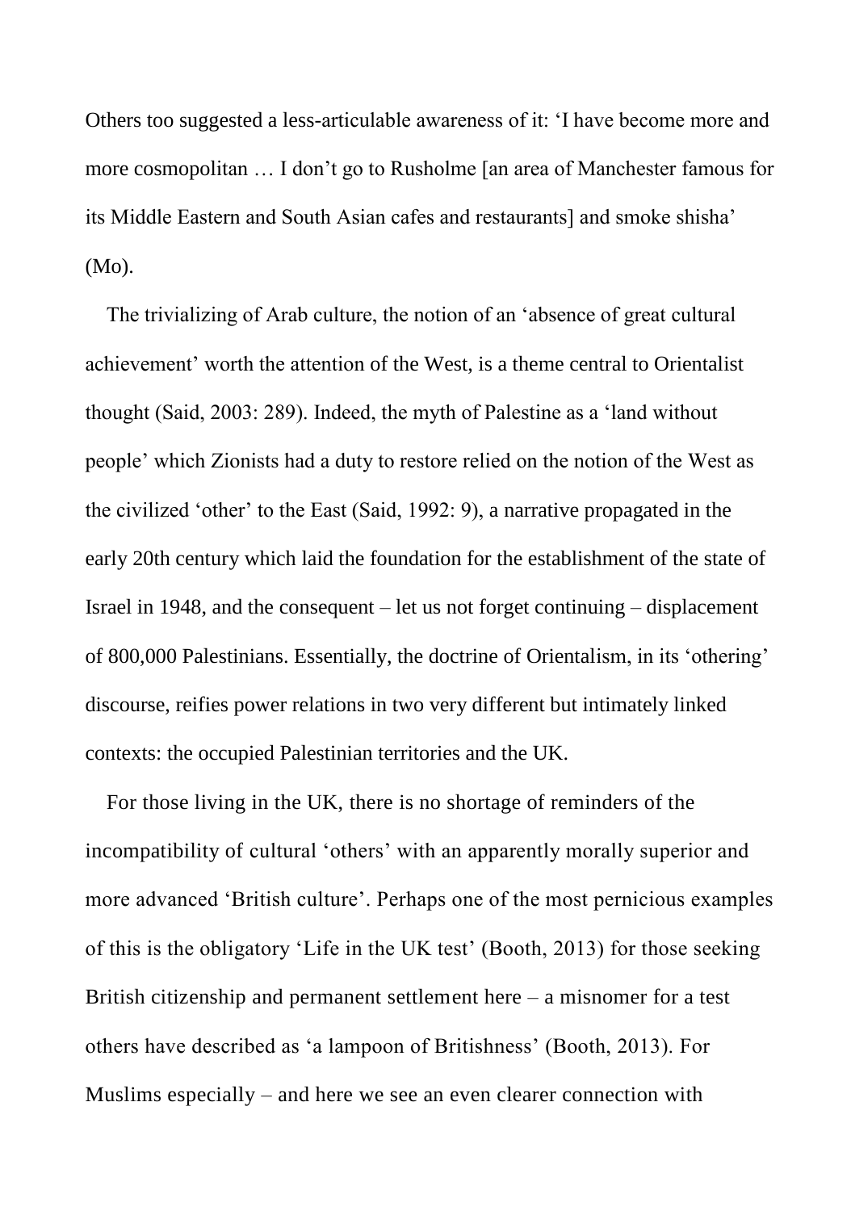Others too suggested a less-articulable awareness of it: 'I have become more and more cosmopolitan … I don't go to Rusholme [an area of Manchester famous for its Middle Eastern and South Asian cafes and restaurants] and smoke shisha' (Mo).

The trivializing of Arab culture, the notion of an 'absence of great cultural achievement' worth the attention of the West, is a theme central to Orientalist thought (Said, 2003: 289). Indeed, the myth of Palestine as a 'land without people' which Zionists had a duty to restore relied on the notion of the West as the civilized 'other' to the East (Said, 1992: 9), a narrative propagated in the early 20th century which laid the foundation for the establishment of the state of Israel in 1948, and the consequent – let us not forget continuing – displacement of 800,000 Palestinians. Essentially, the doctrine of Orientalism, in its 'othering' discourse, reifies power relations in two very different but intimately linked contexts: the occupied Palestinian territories and the UK.

For those living in the UK, there is no shortage of reminders of the incompatibility of cultural 'others' with an apparently morally superior and more advanced 'British culture'. Perhaps one of the most pernicious examples of this is the obligatory 'Life in the UK test' (Booth, 2013) for those seeking British citizenship and permanent settlement here – a misnomer for a test others have described as 'a lampoon of Britishness' (Booth, 2013). For Muslims especially – and here we see an even clearer connection with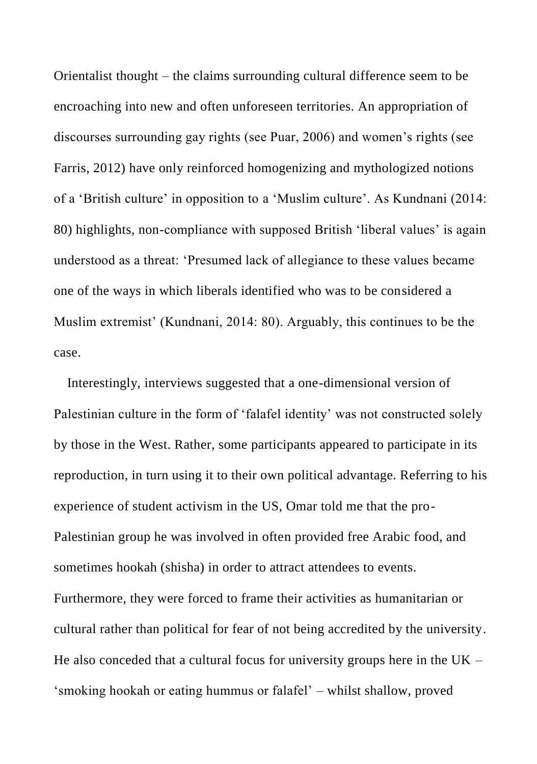Orientalist thought – the claims surrounding cultural difference seem to be encroaching into new and often unforeseen territories. An appropriation of discourses surrounding gay rights (see Puar, 2006) and women's rights (see Farris, 2012) have only reinforced homogenizing and mythologized notions of a 'British culture' in opposition to a 'Muslim culture'. As Kundnani (2014: 80) highlights, non-compliance with supposed British 'liberal values' is again understood as a threat: 'Presumed lack of allegiance to these values became one of the ways in which liberals identified who was to be considered a Muslim extremist' (Kundnani, 2014: 80). Arguably, this continues to be the case.

Interestingly, interviews suggested that a one-dimensional version of Palestinian culture in the form of 'falafel identity' was not constructed solely by those in the West. Rather, some participants appeared to participate in its reproduction, in turn using it to their own political advantage. Referring to his experience of student activism in the US, Omar told me that the pro-Palestinian group he was involved in often provided free Arabic food, and sometimes hookah (shisha) in order to attract attendees to events. Furthermore, they were forced to frame their activities as humanitarian or cultural rather than political for fear of not being accredited by the university. He also conceded that a cultural focus for university groups here in the UK – 'smoking hookah or eating hummus or falafel' – whilst shallow, proved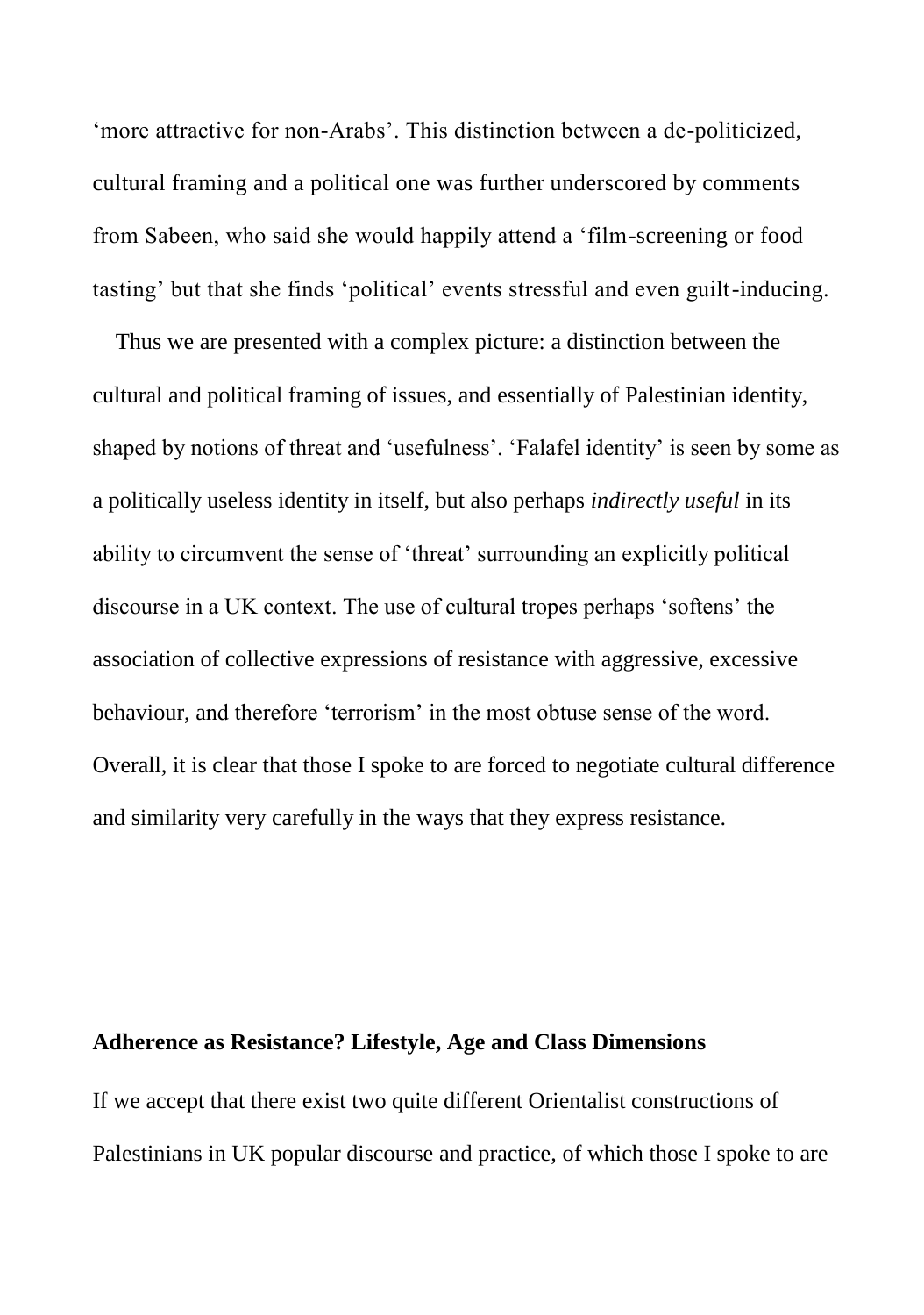'more attractive for non-Arabs'. This distinction between a de-politicized, cultural framing and a political one was further underscored by comments from Sabeen, who said she would happily attend a 'film-screening or food tasting' but that she finds 'political' events stressful and even guilt-inducing.

Thus we are presented with a complex picture: a distinction between the cultural and political framing of issues, and essentially of Palestinian identity, shaped by notions of threat and 'usefulness'. 'Falafel identity' is seen by some as a politically useless identity in itself, but also perhaps *indirectly useful* in its ability to circumvent the sense of 'threat' surrounding an explicitly political discourse in a UK context. The use of cultural tropes perhaps 'softens' the association of collective expressions of resistance with aggressive, excessive behaviour, and therefore 'terrorism' in the most obtuse sense of the word. Overall, it is clear that those I spoke to are forced to negotiate cultural difference and similarity very carefully in the ways that they express resistance.

## Adherence as Resistance? Lifestyle, Age and Class Dimensions

If we accept that there exist two quite different Orientalist constructions of Palestinians in UK popular discourse and practice, of which those I spoke to are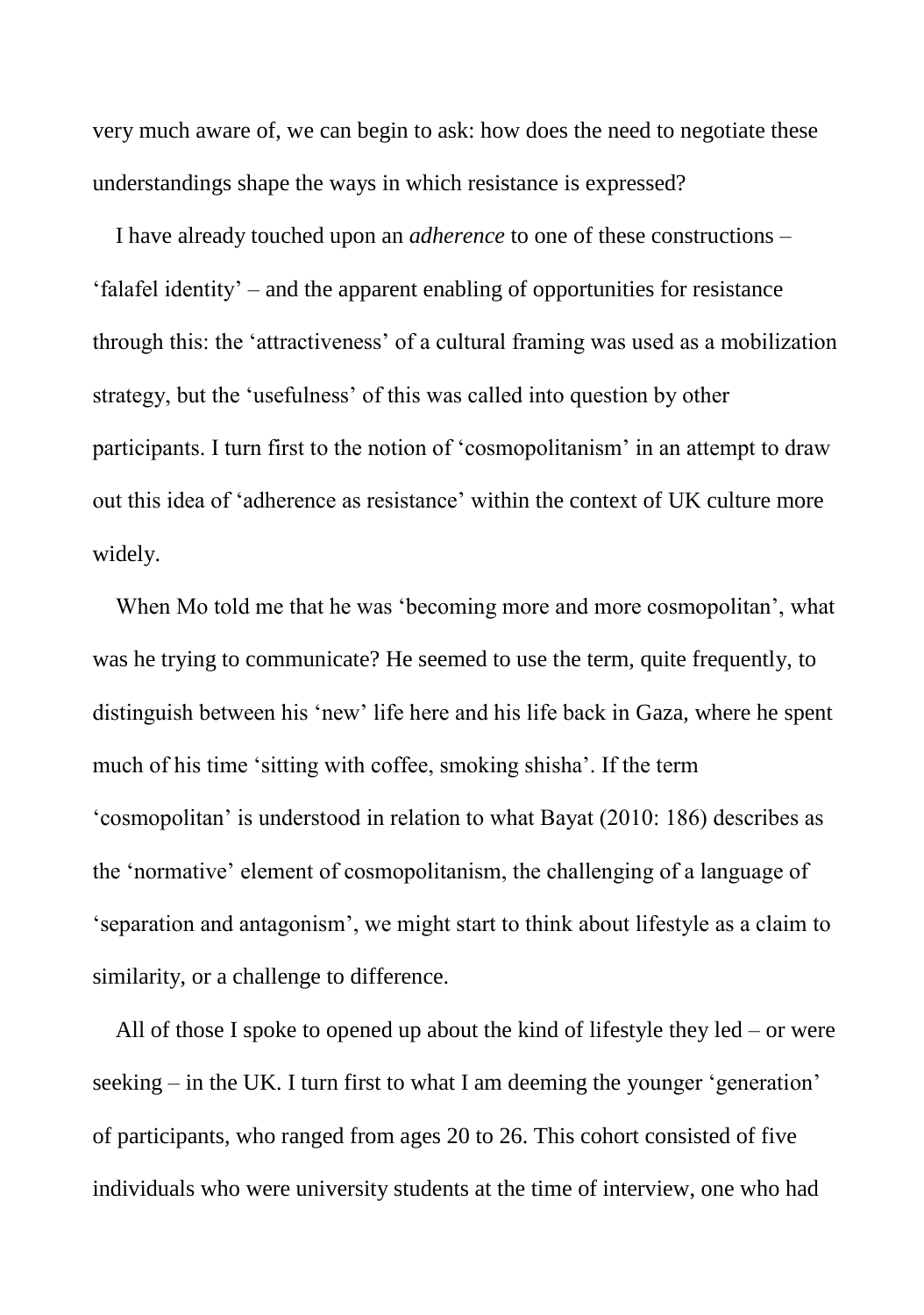very much aware of, we can begin to ask: how does the need to negotiate these understandings shape the ways in which resistance is expressed?

I have already touched upon an *adherence* to one of these constructions – 'falafel identity' – and the apparent enabling of opportunities for resistance through this: the 'attractiveness' of a cultural framing was used as a mobilization strategy, but the 'usefulness' of this was called into question by other participants. I turn first to the notion of 'cosmopolitanism' in an attempt to draw out this idea of 'adherence as resistance' within the context of UK culture more widely.

When Mo told me that he was 'becoming more and more cosmopolitan', what was he trying to communicate? He seemed to use the term, quite frequently, to distinguish between his 'new' life here and his life back in Gaza, where he spent much of his time 'sitting with coffee, smoking shisha'. If the term 'cosmopolitan' is understood in relation to what Bayat (2010: 186) describes as the 'normative' element of cosmopolitanism, the challenging of a language of 'separation and antagonism', we might start to think about lifestyle as a claim to similarity, or a challenge to difference.

All of those I spoke to opened up about the kind of lifestyle they led – or were seeking – in the UK. I turn first to what I am deeming the younger 'generation' of participants, who ranged from ages 20 to 26. This cohort consisted of five individuals who were university students at the time of interview, one who had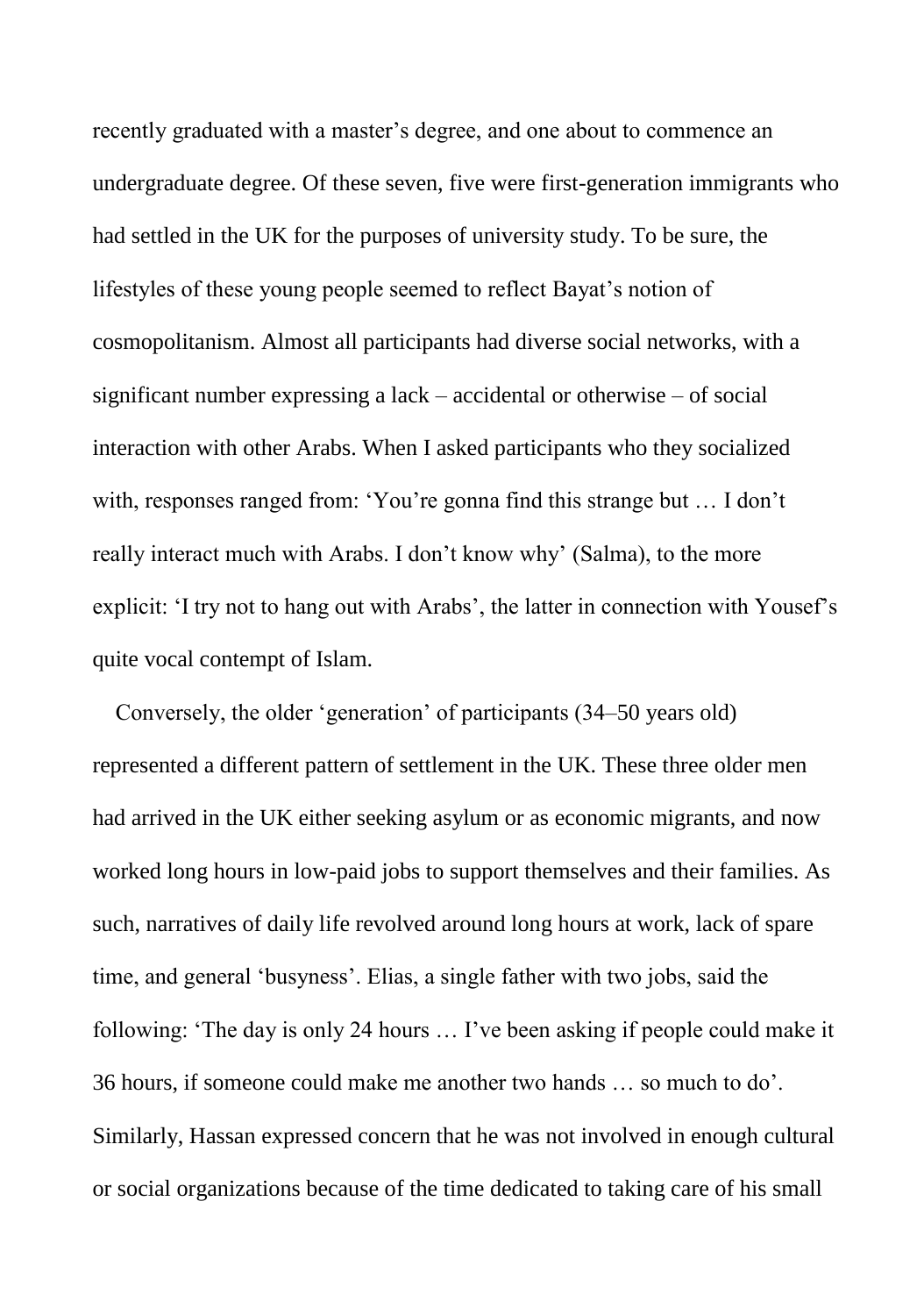recently graduated with a master's degree, and one about to commence an undergraduate degree. Of these seven, five were first-generation immigrants who had settled in the UK for the purposes of university study. To be sure, the lifestyles of these young people seemed to reflect Bayat's notion of cosmopolitanism. Almost all participants had diverse social networks, with a significant number expressing a lack – accidental or otherwise – of social interaction with other Arabs. When I asked participants who they socialized with, responses ranged from: 'You're gonna find this strange but … I don't really interact much with Arabs. I don't know why' (Salma), to the more explicit: 'I try not to hang out with Arabs', the latter in connection with Yousef's quite vocal contempt of Islam.

Conversely, the older 'generation' of participants (34–50 years old) represented a different pattern of settlement in the UK. These three older men had arrived in the UK either seeking asylum or as economic migrants, and now worked long hours in low-paid jobs to support themselves and their families. As such, narratives of daily life revolved around long hours at work, lack of spare time, and general 'busyness'. Elias, a single father with two jobs, said the following: 'The day is only 24 hours … I've been asking if people could make it 36 hours, if someone could make me another two hands … so much to do'. Similarly, Hassan expressed concern that he was not involved in enough cultural or social organizations because of the time dedicated to taking care of his small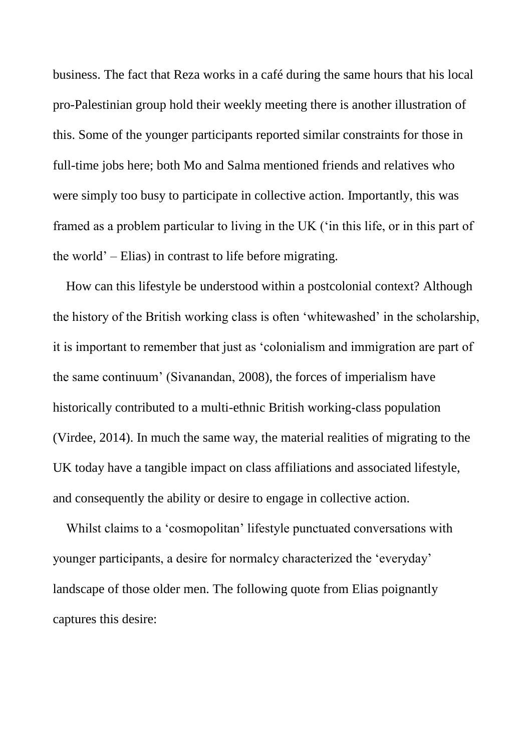business. The fact that Reza works in a café during the same hours that his local pro-Palestinian group hold their weekly meeting there is another illustration of this. Some of the younger participants reported similar constraints for those in full-time jobs here; both Mo and Salma mentioned friends and relatives who were simply too busy to participate in collective action. Importantly, this was framed as a problem particular to living in the UK ('in this life, or in this part of the world' – Elias) in contrast to life before migrating.

How can this lifestyle be understood within a postcolonial context? Although the history of the British working class is often 'whitewashed' in the scholarship, it is important to remember that just as 'colonialism and immigration are part of the same continuum' (Sivanandan, 2008), the forces of imperialism have historically contributed to a multi-ethnic British working-class population (Virdee, 2014). In much the same way, the material realities of migrating to the UK today have a tangible impact on class affiliations and associated lifestyle, and consequently the ability or desire to engage in collective action.

Whilst claims to a 'cosmopolitan' lifestyle punctuated conversations with younger participants, a desire for normalcy characterized the 'everyday' landscape of those older men. The following quote from Elias poignantly captures this desire: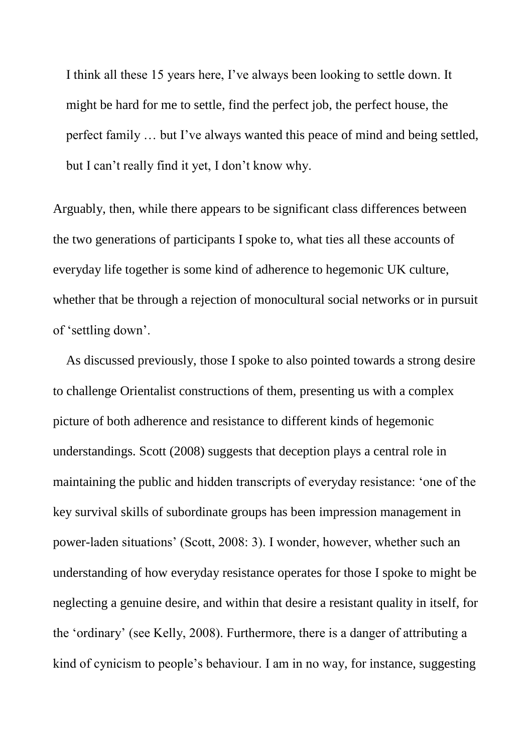> I think all these 15 years here, I've always been looking to settle down. It might be hard for me to settle, find the perfect job, the perfect house, the perfect family … but I've always wanted this peace of mind and being settled, but I can't really find it yet, I don't know why.

Arguably, then, while there appears to be significant class differences between the two generations of participants I spoke to, what ties all these accounts of everyday life together is some kind of adherence to hegemonic UK culture, whether that be through a rejection of monocultural social networks or in pursuit of 'settling down'.

As discussed previously, those I spoke to also pointed towards a strong desire to challenge Orientalist constructions of them, presenting us with a complex picture of both adherence and resistance to different kinds of hegemonic understandings. Scott (2008) suggests that deception plays a central role in maintaining the public and hidden transcripts of everyday resistance: 'one of the key survival skills of subordinate groups has been impression management in power-laden situations' (Scott, 2008: 3). I wonder, however, whether such an understanding of how everyday resistance operates for those I spoke to might be neglecting a genuine desire, and within that desire a resistant quality in itself, for the 'ordinary' (see Kelly, 2008). Furthermore, there is a danger of attributing a kind of cynicism to people's behaviour. I am in no way, for instance, suggesting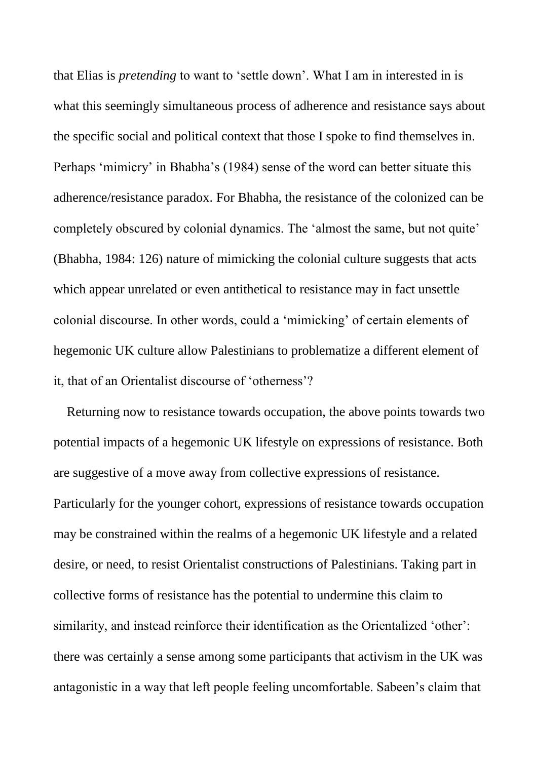that Elias is *pretending* to want to 'settle down'. What I am in interested in is what this seemingly simultaneous process of adherence and resistance says about the specific social and political context that those I spoke to find themselves in. Perhaps 'mimicry' in Bhabha's (1984) sense of the word can better situate this adherence/resistance paradox. For Bhabha, the resistance of the colonized can be completely obscured by colonial dynamics. The 'almost the same, but not quite' (Bhabha, 1984: 126) nature of mimicking the colonial culture suggests that acts which appear unrelated or even antithetical to resistance may in fact unsettle colonial discourse. In other words, could a 'mimicking' of certain elements of hegemonic UK culture allow Palestinians to problematize a different element of it, that of an Orientalist discourse of 'otherness'?

Returning now to resistance towards occupation, the above points towards two potential impacts of a hegemonic UK lifestyle on expressions of resistance. Both are suggestive of a move away from collective expressions of resistance. Particularly for the younger cohort, expressions of resistance towards occupation may be constrained within the realms of a hegemonic UK lifestyle and a related desire, or need, to resist Orientalist constructions of Palestinians. Taking part in collective forms of resistance has the potential to undermine this claim to similarity, and instead reinforce their identification as the Orientalized 'other': there was certainly a sense among some participants that activism in the UK was antagonistic in a way that left people feeling uncomfortable. Sabeen's claim that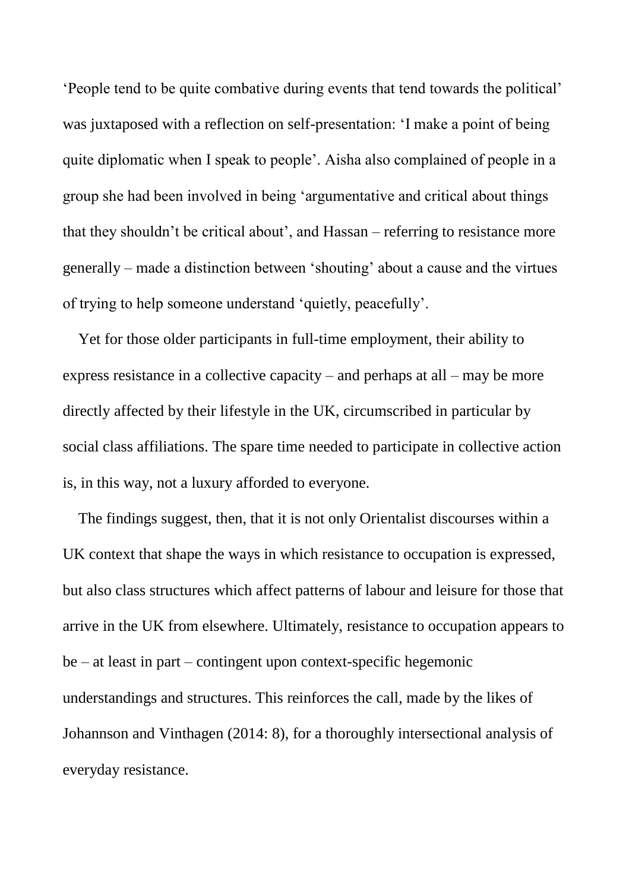'People tend to be quite combative during events that tend towards the political' was juxtaposed with a reflection on self-presentation: 'I make a point of being quite diplomatic when I speak to people'. Aisha also complained of people in a group she had been involved in being 'argumentative and critical about things that they shouldn't be critical about', and Hassan – referring to resistance more generally – made a distinction between 'shouting' about a cause and the virtues of trying to help someone understand 'quietly, peacefully'.

Yet for those older participants in full-time employment, their ability to express resistance in a collective capacity – and perhaps at all – may be more directly affected by their lifestyle in the UK, circumscribed in particular by social class affiliations. The spare time needed to participate in collective action is, in this way, not a luxury afforded to everyone.

The findings suggest, then, that it is not only Orientalist discourses within a UK context that shape the ways in which resistance to occupation is expressed, but also class structures which affect patterns of labour and leisure for those that arrive in the UK from elsewhere. Ultimately, resistance to occupation appears to be – at least in part – contingent upon context-specific hegemonic understandings and structures. This reinforces the call, made by the likes of Johannson and Vinthagen (2014: 8), for a thoroughly intersectional analysis of everyday resistance.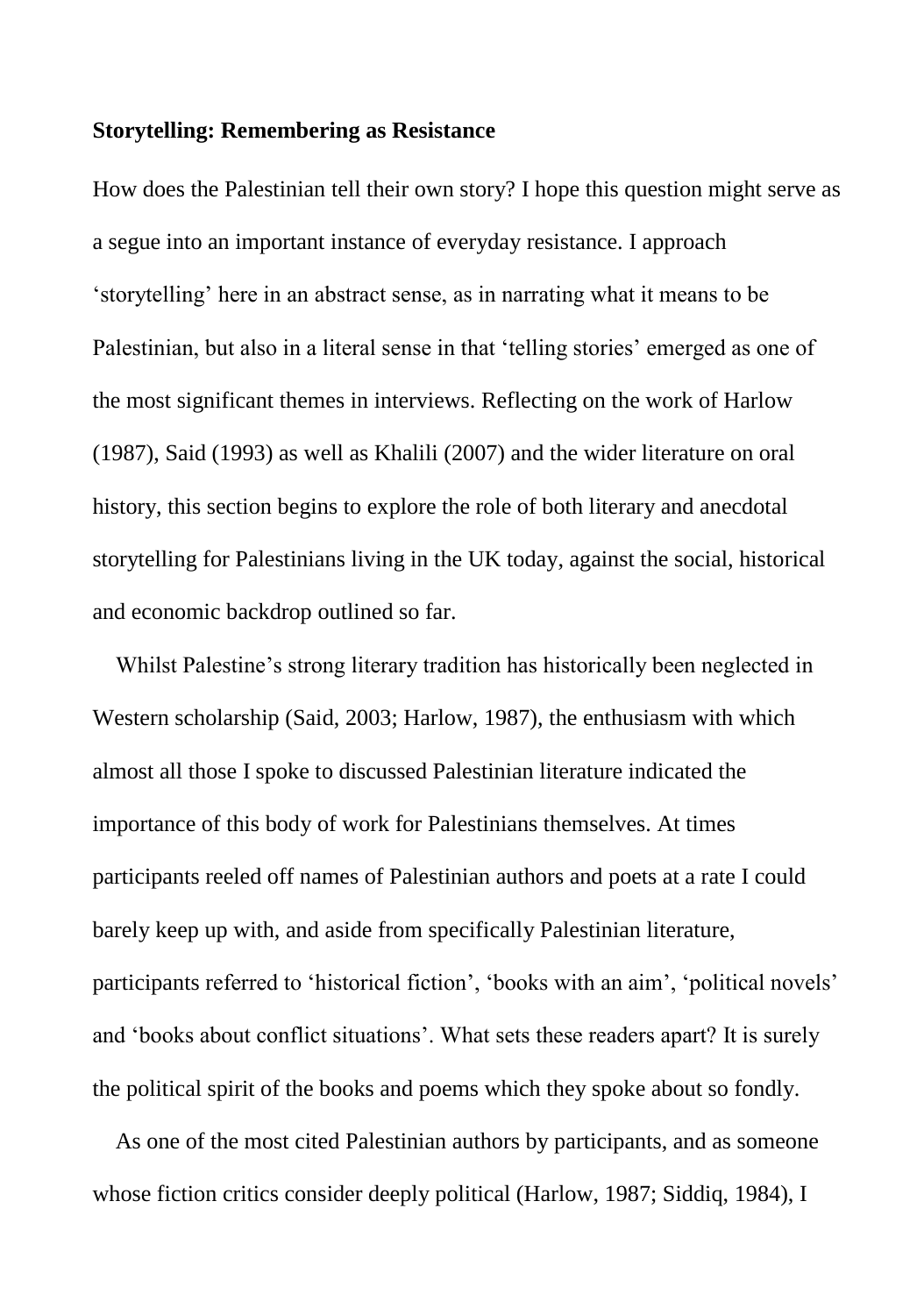**Storytelling: Remembering as Resistance**

How does the Palestinian tell their own story? I hope this question might serve as a segue into an important instance of everyday resistance. I approach 'storytelling' here in an abstract sense, as in narrating what it means to be Palestinian, but also in a literal sense in that 'telling stories' emerged as one of the most significant themes in interviews. Reflecting on the work of Harlow (1987), Said (1993) as well as Khalili (2007) and the wider literature on oral history, this section begins to explore the role of both literary and anecdotal storytelling for Palestinians living in the UK today, against the social, historical and economic backdrop outlined so far.

Whilst Palestine's strong literary tradition has historically been neglected in Western scholarship (Said, 2003; Harlow, 1987), the enthusiasm with which almost all those I spoke to discussed Palestinian literature indicated the importance of this body of work for Palestinians themselves. At times participants reeled off names of Palestinian authors and poets at a rate I could barely keep up with, and aside from specifically Palestinian literature, participants referred to 'historical fiction', 'books with an aim', 'political novels' and 'books about conflict situations'. What sets these readers apart? It is surely the political spirit of the books and poems which they spoke about so fondly.

As one of the most cited Palestinian authors by participants, and as someone whose fiction critics consider deeply political (Harlow, 1987; Siddiq, 1984), I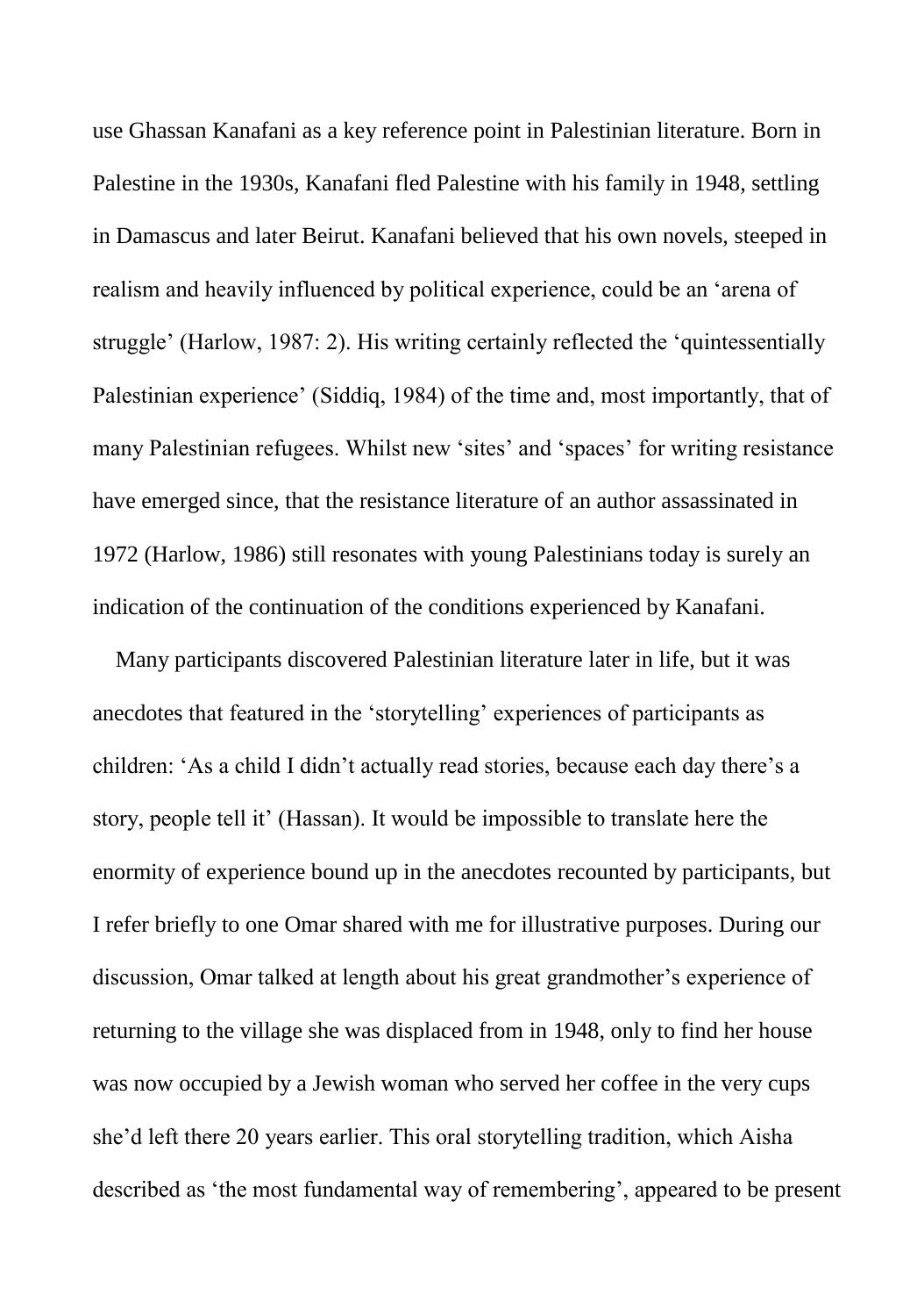use Ghassan Kanafani as a key reference point in Palestinian literature. Born in Palestine in the 1930s, Kanafani fled Palestine with his family in 1948, settling in Damascus and later Beirut. Kanafani believed that his own novels, steeped in realism and heavily influenced by political experience, could be an 'arena of struggle' (Harlow, 1987: 2). His writing certainly reflected the 'quintessentially Palestinian experience' (Siddiq, 1984) of the time and, most importantly, that of many Palestinian refugees. Whilst new 'sites' and 'spaces' for writing resistance have emerged since, that the resistance literature of an author assassinated in 1972 (Harlow, 1986) still resonates with young Palestinians today is surely an indication of the continuation of the conditions experienced by Kanafani.

Many participants discovered Palestinian literature later in life, but it was anecdotes that featured in the 'storytelling' experiences of participants as children: 'As a child I didn't actually read stories, because each day there's a story, people tell it' (Hassan). It would be impossible to translate here the enormity of experience bound up in the anecdotes recounted by participants, but I refer briefly to one Omar shared with me for illustrative purposes. During our discussion, Omar talked at length about his great grandmother's experience of returning to the village she was displaced from in 1948, only to find her house was now occupied by a Jewish woman who served her coffee in the very cups she'd left there 20 years earlier. This oral storytelling tradition, which Aisha described as 'the most fundamental way of remembering', appeared to be present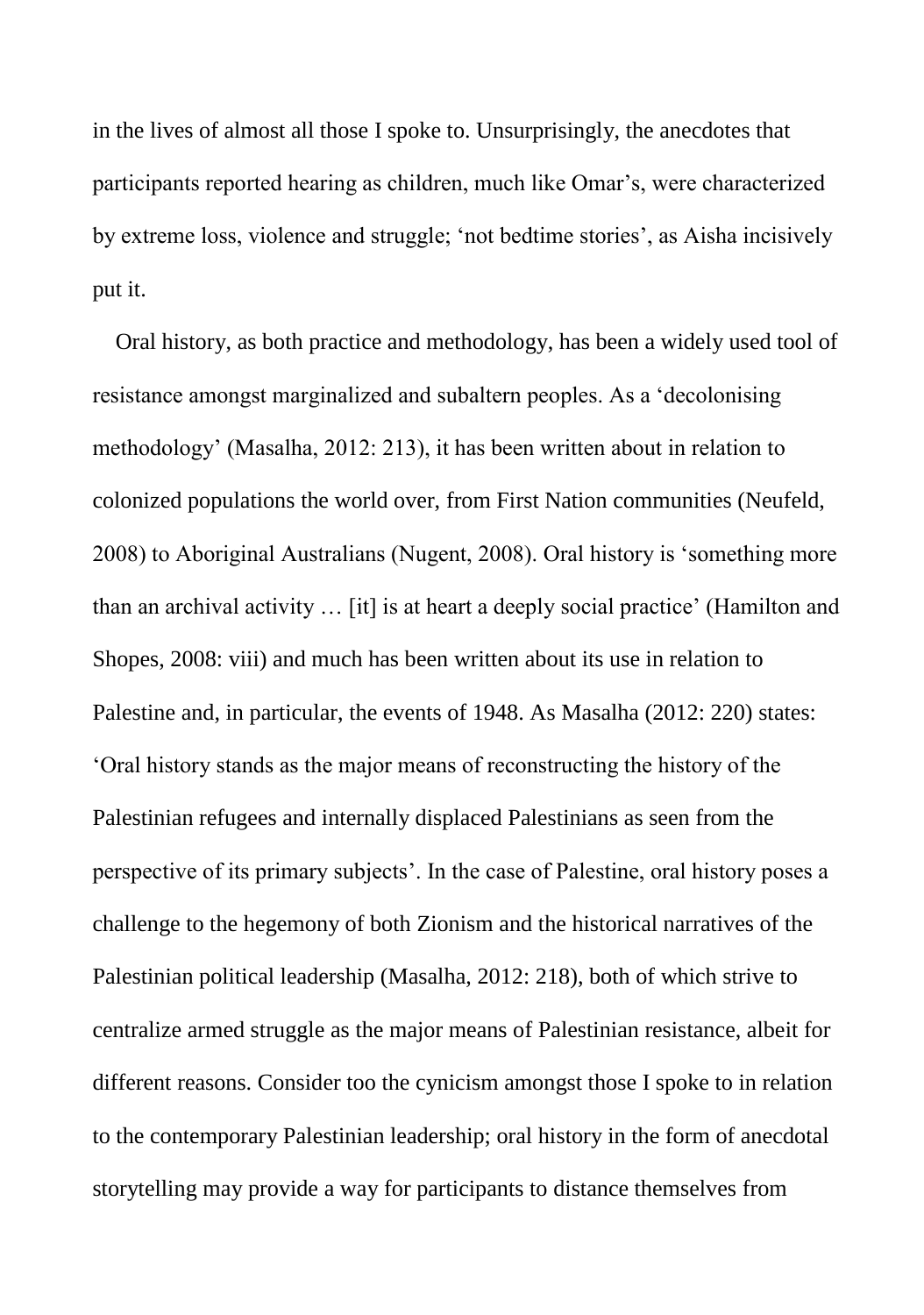in the lives of almost all those I spoke to. Unsurprisingly, the anecdotes that participants reported hearing as children, much like Omar's, were characterized by extreme loss, violence and struggle; 'not bedtime stories', as Aisha incisively put it.

Oral history, as both practice and methodology, has been a widely used tool of resistance amongst marginalized and subaltern peoples. As a 'decolonising methodology' (Masalha, 2012: 213), it has been written about in relation to colonized populations the world over, from First Nation communities (Neufeld, 2008) to Aboriginal Australians (Nugent, 2008). Oral history is 'something more than an archival activity … [it] is at heart a deeply social practice' (Hamilton and Shopes, 2008: viii) and much has been written about its use in relation to Palestine and, in particular, the events of 1948. As Masalha (2012: 220) states: 'Oral history stands as the major means of reconstructing the history of the Palestinian refugees and internally displaced Palestinians as seen from the perspective of its primary subjects'. In the case of Palestine, oral history poses a challenge to the hegemony of both Zionism and the historical narratives of the Palestinian political leadership (Masalha, 2012: 218), both of which strive to centralize armed struggle as the major means of Palestinian resistance, albeit for different reasons. Consider too the cynicism amongst those I spoke to in relation to the contemporary Palestinian leadership; oral history in the form of anecdotal storytelling may provide a way for participants to distance themselves from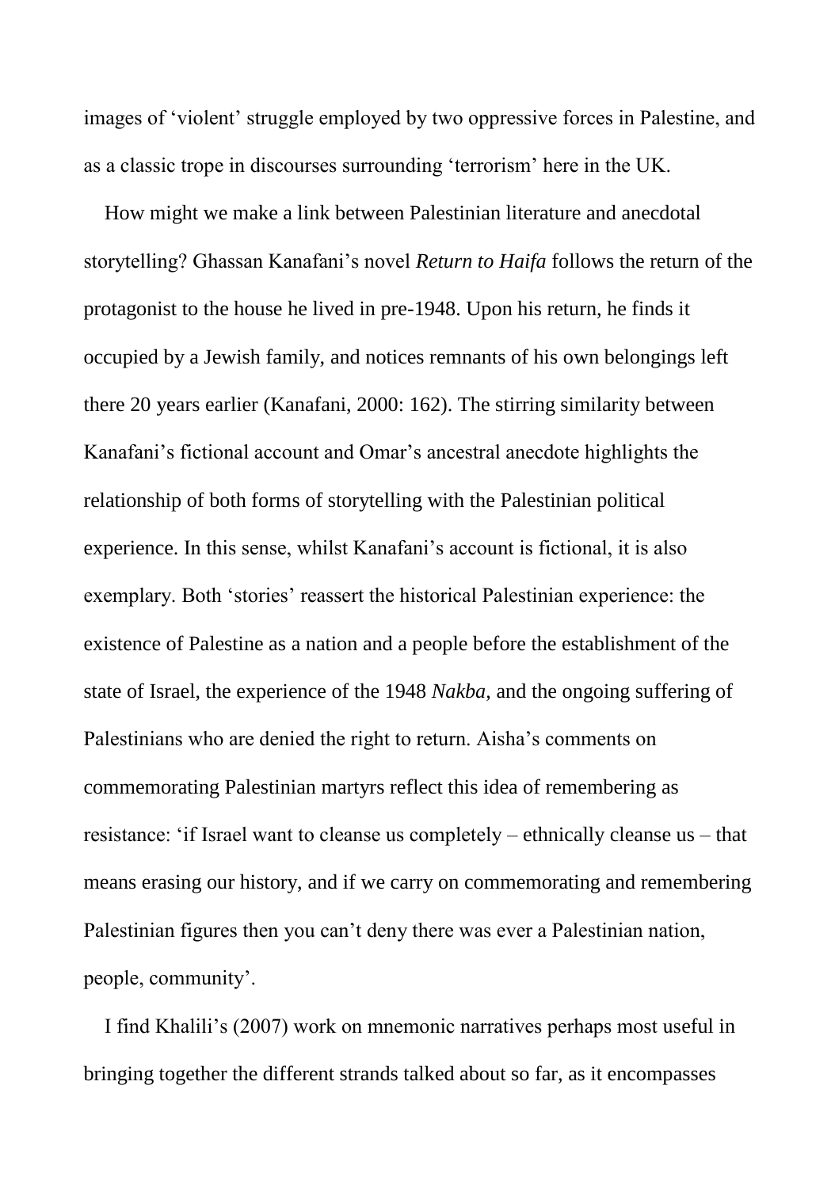images of 'violent' struggle employed by two oppressive forces in Palestine, and as a classic trope in discourses surrounding 'terrorism' here in the UK.

How might we make a link between Palestinian literature and anecdotal storytelling? Ghassan Kanafani's novel *Return to Haifa* follows the return of the protagonist to the house he lived in pre-1948. Upon his return, he finds it occupied by a Jewish family, and notices remnants of his own belongings left there 20 years earlier (Kanafani, 2000: 162). The stirring similarity between Kanafani's fictional account and Omar's ancestral anecdote highlights the relationship of both forms of storytelling with the Palestinian political experience. In this sense, whilst Kanafani's account is fictional, it is also exemplary. Both 'stories' reassert the historical Palestinian experience: the existence of Palestine as a nation and a people before the establishment of the state of Israel, the experience of the 1948 *Nakba*, and the ongoing suffering of Palestinians who are denied the right to return. Aisha's comments on commemorating Palestinian martyrs reflect this idea of remembering as resistance: 'if Israel want to cleanse us completely – ethnically cleanse us – that means erasing our history, and if we carry on commemorating and remembering Palestinian figures then you can't deny there was ever a Palestinian nation, people, community'.

I find Khalili's (2007) work on mnemonic narratives perhaps most useful in bringing together the different strands talked about so far, as it encompasses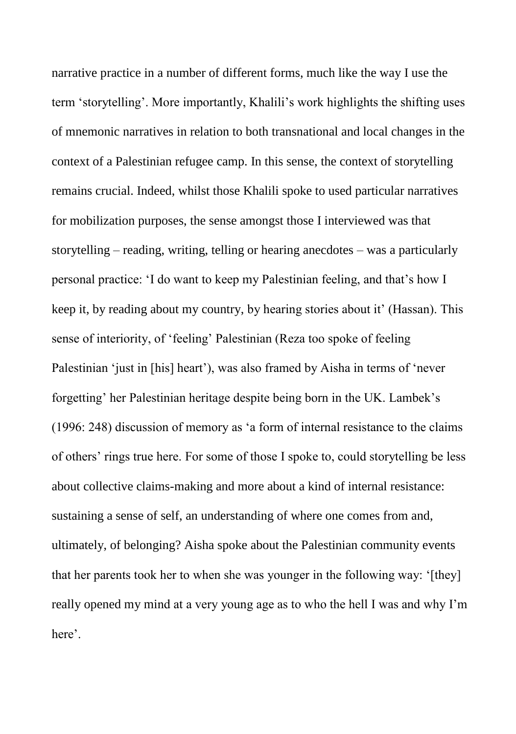narrative practice in a number of different forms, much like the way I use the term 'storytelling'. More importantly, Khalili's work highlights the shifting uses of mnemonic narratives in relation to both transnational and local changes in the context of a Palestinian refugee camp. In this sense, the context of storytelling remains crucial. Indeed, whilst those Khalili spoke to used particular narratives for mobilization purposes, the sense amongst those I interviewed was that storytelling – reading, writing, telling or hearing anecdotes – was a particularly personal practice: 'I do want to keep my Palestinian feeling, and that's how I keep it, by reading about my country, by hearing stories about it' (Hassan). This sense of interiority, of 'feeling' Palestinian (Reza too spoke of feeling Palestinian 'just in [his] heart'), was also framed by Aisha in terms of 'never forgetting' her Palestinian heritage despite being born in the UK. Lambek's (1996: 248) discussion of memory as 'a form of internal resistance to the claims of others' rings true here. For some of those I spoke to, could storytelling be less about collective claims-making and more about a kind of internal resistance: sustaining a sense of self, an understanding of where one comes from and, ultimately, of belonging? Aisha spoke about the Palestinian community events that her parents took her to when she was younger in the following way: '[they] really opened my mind at a very young age as to who the hell I was and why I'm here'.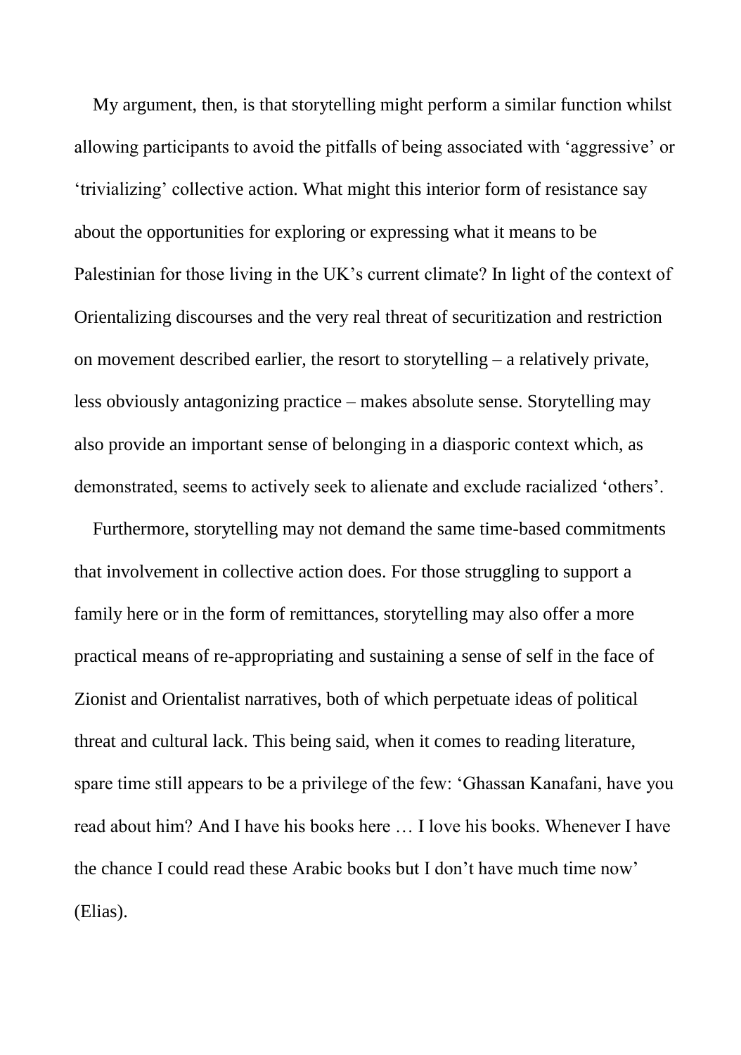My argument, then, is that storytelling might perform a similar function whilst allowing participants to avoid the pitfalls of being associated with 'aggressive' or 'trivializing' collective action. What might this interior form of resistance say about the opportunities for exploring or expressing what it means to be Palestinian for those living in the UK's current climate? In light of the context of Orientalizing discourses and the very real threat of securitization and restriction on movement described earlier, the resort to storytelling – a relatively private, less obviously antagonizing practice – makes absolute sense. Storytelling may also provide an important sense of belonging in a diasporic context which, as demonstrated, seems to actively seek to alienate and exclude racialized 'others'.

Furthermore, storytelling may not demand the same time-based commitments that involvement in collective action does. For those struggling to support a family here or in the form of remittances, storytelling may also offer a more practical means of re-appropriating and sustaining a sense of self in the face of Zionist and Orientalist narratives, both of which perpetuate ideas of political threat and cultural lack. This being said, when it comes to reading literature, spare time still appears to be a privilege of the few: 'Ghassan Kanafani, have you read about him? And I have his books here … I love his books. Whenever I have the chance I could read these Arabic books but I don't have much time now' (Elias).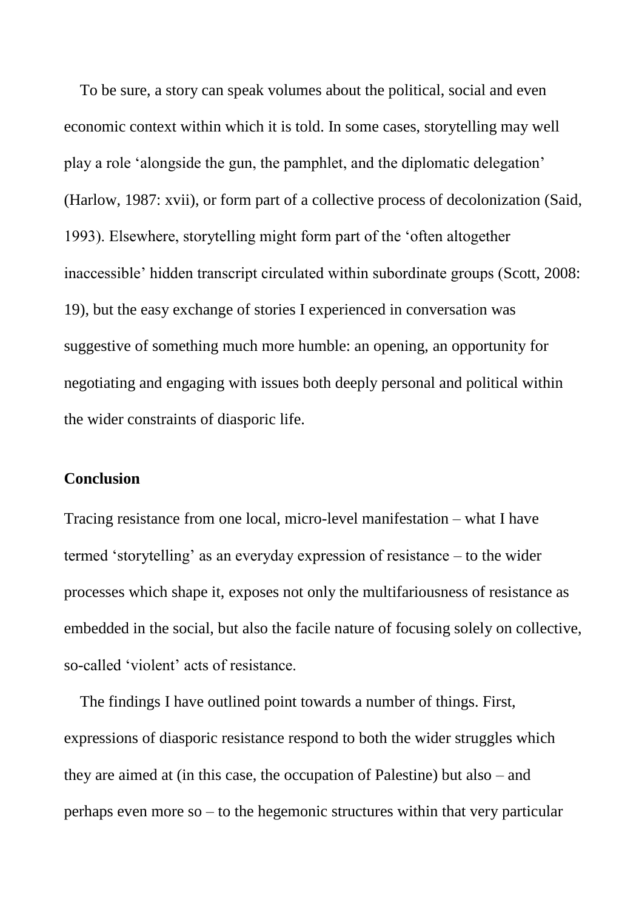To be sure, a story can speak volumes about the political, social and even economic context within which it is told. In some cases, storytelling may well play a role 'alongside the gun, the pamphlet, and the diplomatic delegation' (Harlow, 1987: xvii), or form part of a collective process of decolonization (Said, 1993). Elsewhere, storytelling might form part of the 'often altogether inaccessible' hidden transcript circulated within subordinate groups (Scott, 2008: 19), but the easy exchange of stories I experienced in conversation was suggestive of something much more humble: an opening, an opportunity for negotiating and engaging with issues both deeply personal and political within the wider constraints of diasporic life.

## Conclusion

Tracing resistance from one local, micro-level manifestation – what I have termed 'storytelling' as an everyday expression of resistance – to the wider processes which shape it, exposes not only the multifariousness of resistance as embedded in the social, but also the facile nature of focusing solely on collective, so-called 'violent' acts of resistance.

The findings I have outlined point towards a number of things. First, expressions of diasporic resistance respond to both the wider struggles which they are aimed at (in this case, the occupation of Palestine) but also – and perhaps even more so – to the hegemonic structures within that very particular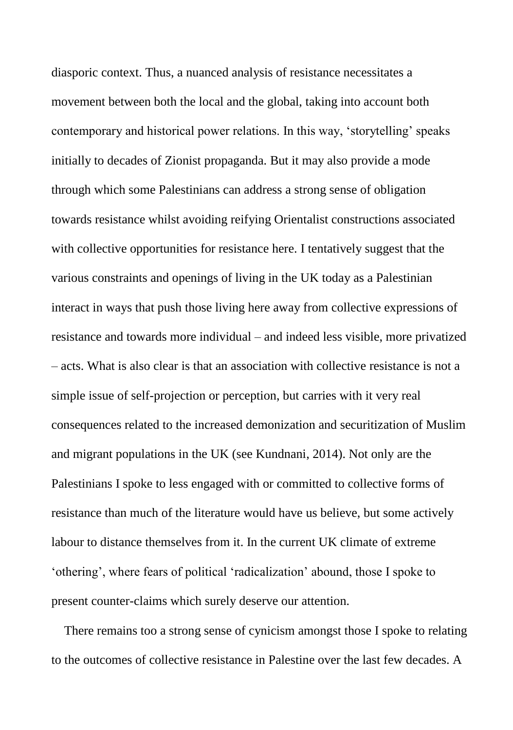diasporic context. Thus, a nuanced analysis of resistance necessitates a movement between both the local and the global, taking into account both contemporary and historical power relations. In this way, 'storytelling' speaks initially to decades of Zionist propaganda. But it may also provide a mode through which some Palestinians can address a strong sense of obligation towards resistance whilst avoiding reifying Orientalist constructions associated with collective opportunities for resistance here. I tentatively suggest that the various constraints and openings of living in the UK today as a Palestinian interact in ways that push those living here away from collective expressions of resistance and towards more individual – and indeed less visible, more privatized – acts. What is also clear is that an association with collective resistance is not a simple issue of self-projection or perception, but carries with it very real consequences related to the increased demonization and securitization of Muslim and migrant populations in the UK (see Kundnani, 2014). Not only are the Palestinians I spoke to less engaged with or committed to collective forms of resistance than much of the literature would have us believe, but some actively labour to distance themselves from it. In the current UK climate of extreme 'othering', where fears of political 'radicalization' abound, those I spoke to present counter-claims which surely deserve our attention.

There remains too a strong sense of cynicism amongst those I spoke to relating to the outcomes of collective resistance in Palestine over the last few decades. A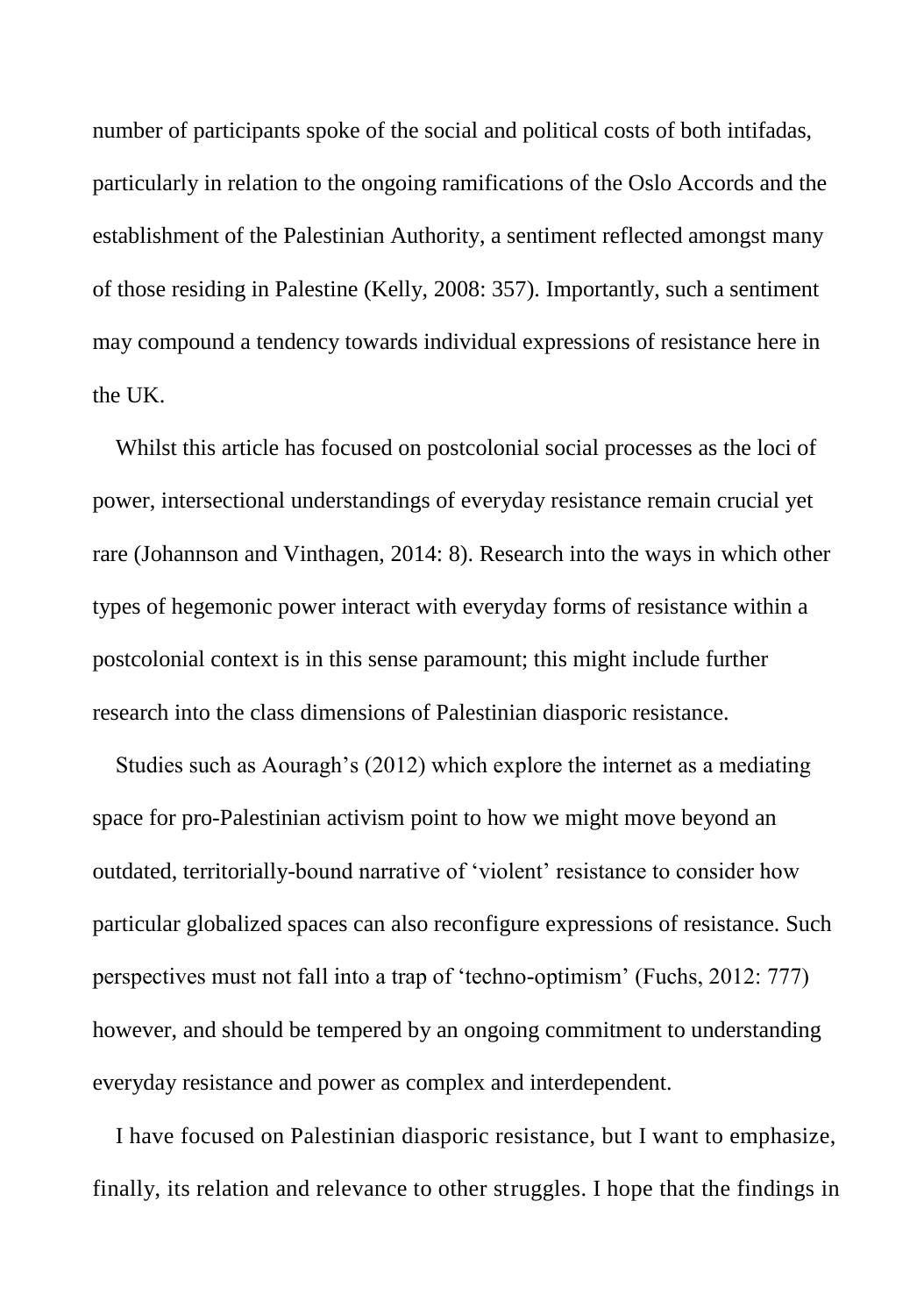number of participants spoke of the social and political costs of both intifadas, particularly in relation to the ongoing ramifications of the Oslo Accords and the establishment of the Palestinian Authority, a sentiment reflected amongst many of those residing in Palestine (Kelly, 2008: 357). Importantly, such a sentiment may compound a tendency towards individual expressions of resistance here in the UK.

Whilst this article has focused on postcolonial social processes as the loci of power, intersectional understandings of everyday resistance remain crucial yet rare (Johannson and Vinthagen, 2014: 8). Research into the ways in which other types of hegemonic power interact with everyday forms of resistance within a postcolonial context is in this sense paramount; this might include further research into the class dimensions of Palestinian diasporic resistance.

Studies such as Aouragh's (2012) which explore the internet as a mediating space for pro-Palestinian activism point to how we might move beyond an outdated, territorially-bound narrative of 'violent' resistance to consider how particular globalized spaces can also reconfigure expressions of resistance. Such perspectives must not fall into a trap of 'techno-optimism' (Fuchs, 2012: 777) however, and should be tempered by an ongoing commitment to understanding everyday resistance and power as complex and interdependent.

I have focused on Palestinian diasporic resistance, but I want to emphasize, finally, its relation and relevance to other struggles. I hope that the findings in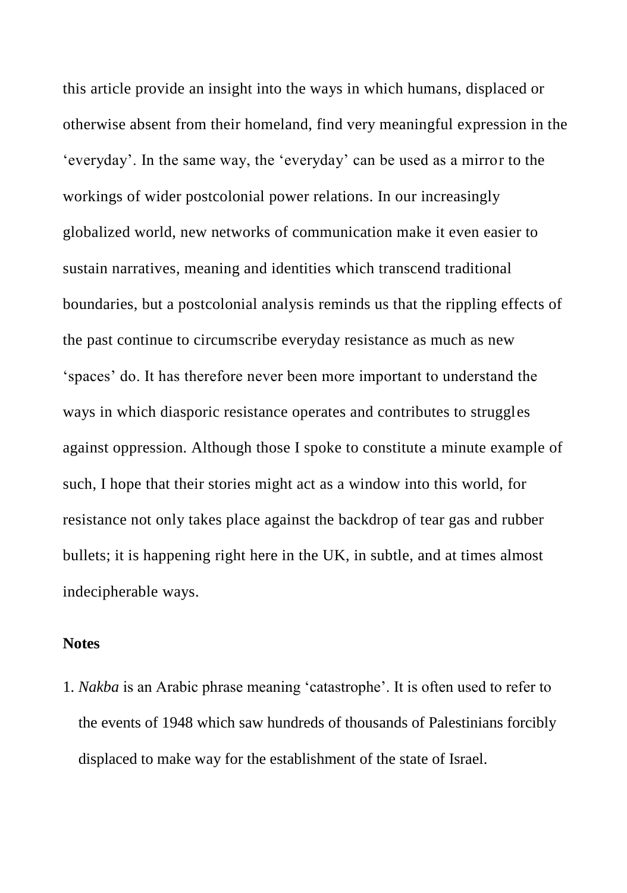this article provide an insight into the ways in which humans, displaced or otherwise absent from their homeland, find very meaningful expression in the 'everyday'. In the same way, the 'everyday' can be used as a mirror to the workings of wider postcolonial power relations. In our increasingly globalized world, new networks of communication make it even easier to sustain narratives, meaning and identities which transcend traditional boundaries, but a postcolonial analysis reminds us that the rippling effects of the past continue to circumscribe everyday resistance as much as new 'spaces' do. It has therefore never been more important to understand the ways in which diasporic resistance operates and contributes to struggles against oppression. Although those I spoke to constitute a minute example of such, I hope that their stories might act as a window into this world, for resistance not only takes place against the backdrop of tear gas and rubber bullets; it is happening right here in the UK, in subtle, and at times almost indecipherable ways.

**Notes**

1. *Nakba* is an Arabic phrase meaning 'catastrophe'. It is often used to refer to the events of 1948 which saw hundreds of thousands of Palestinians forcibly displaced to make way for the establishment of the state of Israel.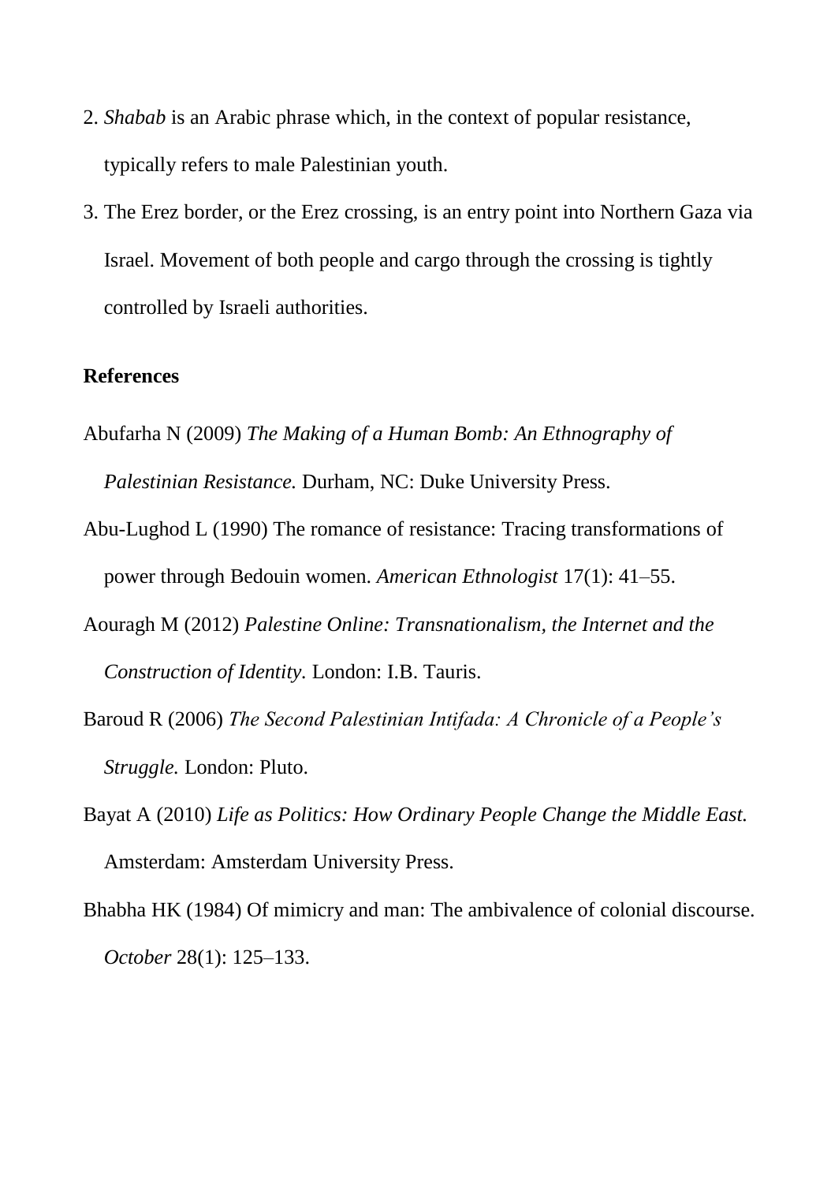2. *Shabab* is an Arabic phrase which, in the context of popular resistance, typically refers to male Palestinian youth.
3. The Erez border, or the Erez crossing, is an entry point into Northern Gaza via Israel. Movement of both people and cargo through the crossing is tightly controlled by Israeli authorities.

**References**

Abufarha N (2009) *The Making of a Human Bomb: An Ethnography of Palestinian Resistance.* Durham, NC: Duke University Press.

Abu-Lughod L (1990) The romance of resistance: Tracing transformations of power through Bedouin women. *American Ethnologist* 17(1): 41–55.

Aouragh M (2012) *Palestine Online: Transnationalism, the Internet and the Construction of Identity.* London: I.B. Tauris.

Baroud R (2006) *The Second Palestinian Intifada: A Chronicle of a People's Struggle.* London: Pluto.

Bayat A (2010) *Life as Politics: How Ordinary People Change the Middle East.* Amsterdam: Amsterdam University Press.

Bhabha HK (1984) Of mimicry and man: The ambivalence of colonial discourse. *October* 28(1): 125–133.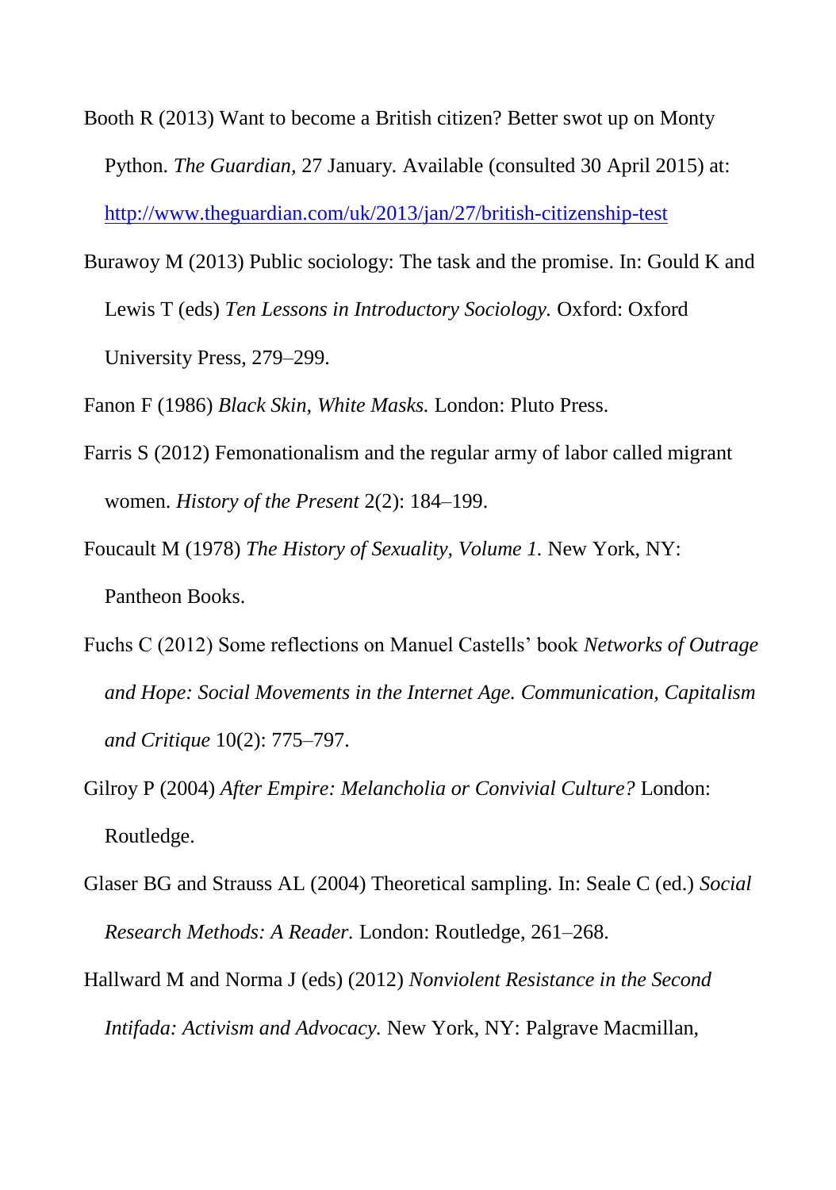Booth R (2013) Want to become a British citizen? Better swot up on Monty Python. *The Guardian*, 27 January. Available (consulted 30 April 2015) at: http://www.theguardian.com/uk/2013/jan/27/british-citizenship-test

Burawoy M (2013) Public sociology: The task and the promise. In: Gould K and Lewis T (eds) *Ten Lessons in Introductory Sociology.* Oxford: Oxford University Press, 279–299.

Fanon F (1986) *Black Skin, White Masks.* London: Pluto Press.

Farris S (2012) Femonationalism and the regular army of labor called migrant women. *History of the Present* 2(2): 184–199.

Foucault M (1978) *The History of Sexuality, Volume 1.* New York, NY: Pantheon Books.

Fuchs C (2012) Some reflections on Manuel Castells' book *Networks of Outrage and Hope: Social Movements in the Internet Age. Communication, Capitalism and Critique* 10(2): 775–797.

Gilroy P (2004) *After Empire: Melancholia or Convivial Culture?* London: Routledge.

Glaser BG and Strauss AL (2004) Theoretical sampling. In: Seale C (ed.) *Social Research Methods: A Reader.* London: Routledge, 261–268.

Hallward M and Norma J (eds) (2012) *Nonviolent Resistance in the Second Intifada: Activism and Advocacy.* New York, NY: Palgrave Macmillan,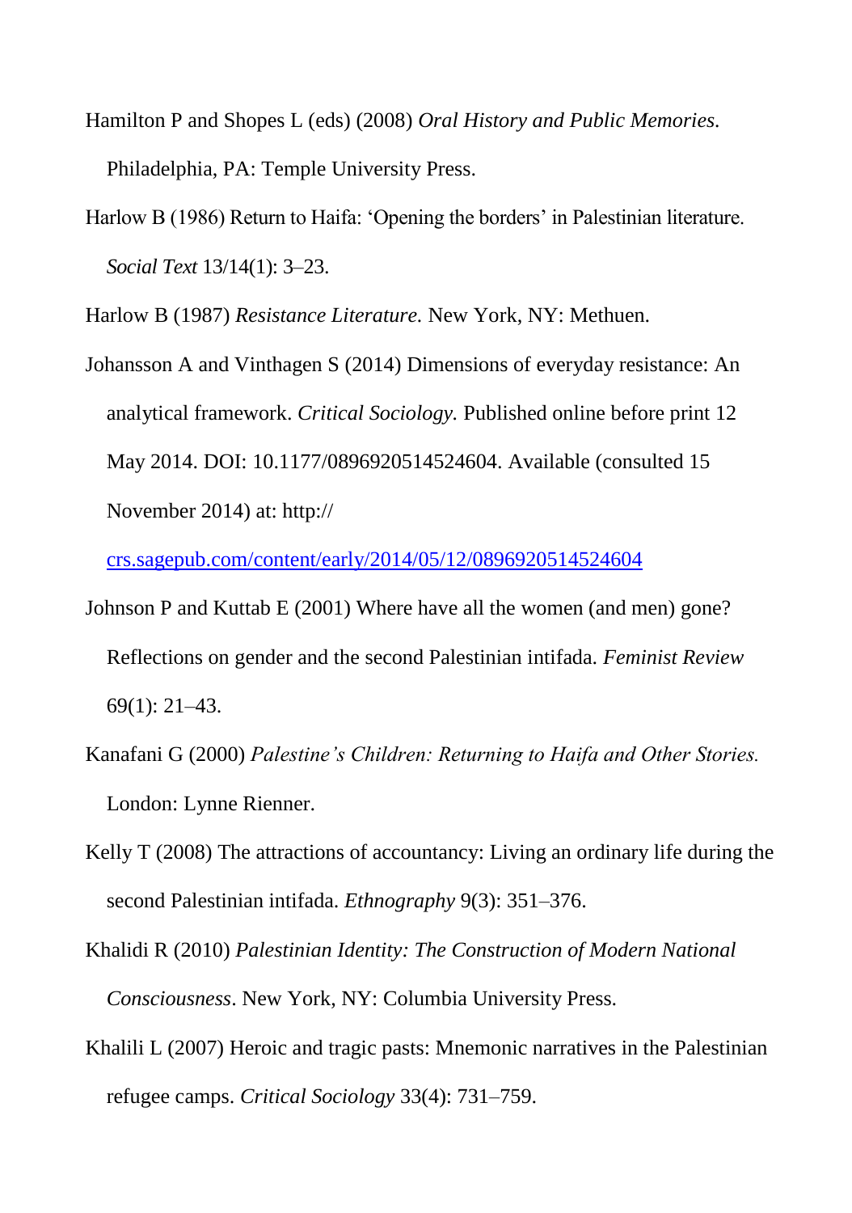Hamilton P and Shopes L (eds) (2008) *Oral History and Public Memories.* Philadelphia, PA: Temple University Press.

Harlow B (1986) Return to Haifa: 'Opening the borders' in Palestinian literature. *Social Text* 13/14(1): 3–23.

Harlow B (1987) *Resistance Literature.* New York, NY: Methuen.

Johansson A and Vinthagen S (2014) Dimensions of everyday resistance: An analytical framework. *Critical Sociology.* Published online before print 12 May 2014. DOI: 10.1177/0896920514524604. Available (consulted 15 November 2014) at: http:// crs.sagepub.com/content/early/2014/05/12/0896920514524604

Johnson P and Kuttab E (2001) Where have all the women (and men) gone? Reflections on gender and the second Palestinian intifada. *Feminist Review* 69(1): 21–43.

Kanafani G (2000) *Palestine's Children: Returning to Haifa and Other Stories.* London: Lynne Rienner.

Kelly T (2008) The attractions of accountancy: Living an ordinary life during the second Palestinian intifada. *Ethnography* 9(3): 351–376.

Khalidi R (2010) *Palestinian Identity: The Construction of Modern National Consciousness*. New York, NY: Columbia University Press.

Khalili L (2007) Heroic and tragic pasts: Mnemonic narratives in the Palestinian refugee camps. *Critical Sociology* 33(4): 731–759.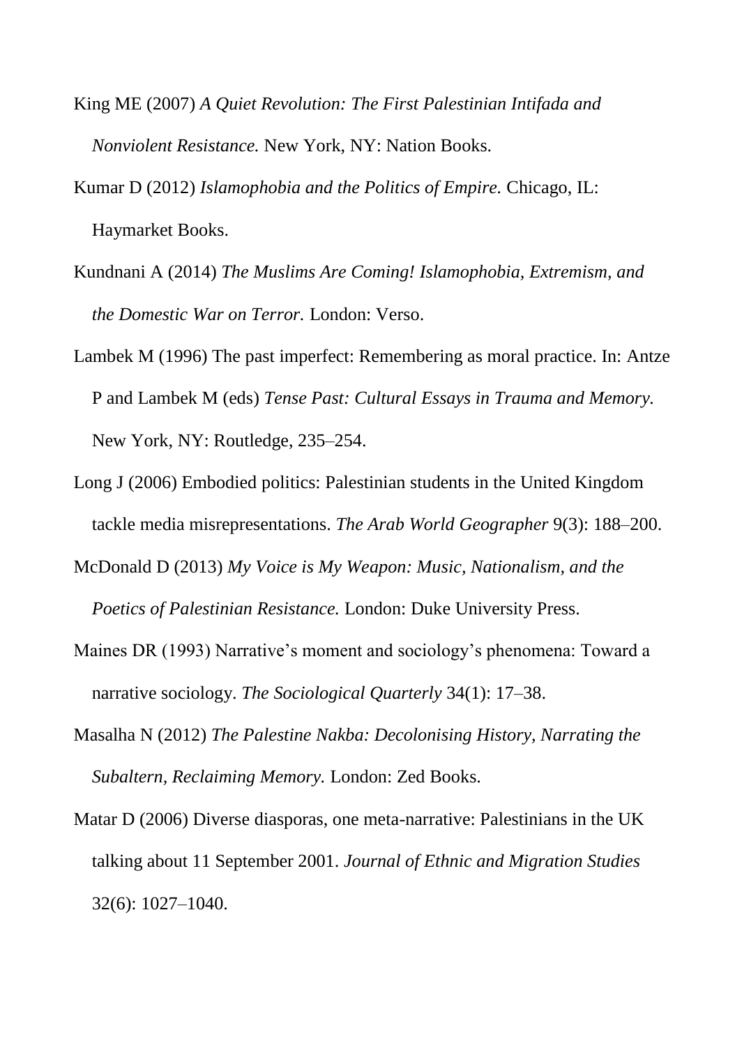King ME (2007) *A Quiet Revolution: The First Palestinian Intifada and Nonviolent Resistance.* New York, NY: Nation Books.

Kumar D (2012) *Islamophobia and the Politics of Empire.* Chicago, IL: Haymarket Books.

Kundnani A (2014) *The Muslims Are Coming! Islamophobia, Extremism, and the Domestic War on Terror.* London: Verso.

Lambek M (1996) The past imperfect: Remembering as moral practice. In: Antze P and Lambek M (eds) *Tense Past: Cultural Essays in Trauma and Memory.* New York, NY: Routledge, 235–254.

Long J (2006) Embodied politics: Palestinian students in the United Kingdom tackle media misrepresentations. *The Arab World Geographer* 9(3): 188–200.

McDonald D (2013) *My Voice is My Weapon: Music, Nationalism, and the Poetics of Palestinian Resistance.* London: Duke University Press.

Maines DR (1993) Narrative's moment and sociology's phenomena: Toward a narrative sociology. *The Sociological Quarterly* 34(1): 17–38.

Masalha N (2012) *The Palestine Nakba: Decolonising History, Narrating the Subaltern, Reclaiming Memory.* London: Zed Books.

Matar D (2006) Diverse diasporas, one meta-narrative: Palestinians in the UK talking about 11 September 2001. *Journal of Ethnic and Migration Studies* 32(6): 1027–1040.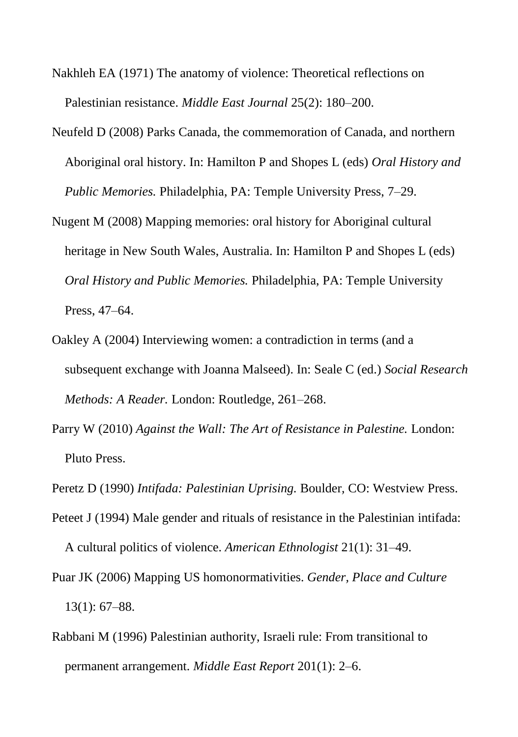Nakhleh EA (1971) The anatomy of violence: Theoretical reflections on Palestinian resistance. *Middle East Journal* 25(2): 180–200.

Neufeld D (2008) Parks Canada, the commemoration of Canada, and northern Aboriginal oral history. In: Hamilton P and Shopes L (eds) *Oral History and Public Memories.* Philadelphia, PA: Temple University Press, 7–29.

Nugent M (2008) Mapping memories: oral history for Aboriginal cultural heritage in New South Wales, Australia. In: Hamilton P and Shopes L (eds) *Oral History and Public Memories.* Philadelphia, PA: Temple University Press, 47–64.

Oakley A (2004) Interviewing women: a contradiction in terms (and a subsequent exchange with Joanna Malseed). In: Seale C (ed.) *Social Research Methods: A Reader.* London: Routledge, 261–268.

Parry W (2010) *Against the Wall: The Art of Resistance in Palestine.* London: Pluto Press.

Peretz D (1990) *Intifada: Palestinian Uprising.* Boulder, CO: Westview Press.

Peteet J (1994) Male gender and rituals of resistance in the Palestinian intifada: A cultural politics of violence. *American Ethnologist* 21(1): 31–49.

Puar JK (2006) Mapping US homonormativities. *Gender, Place and Culture* 13(1): 67–88.

Rabbani M (1996) Palestinian authority, Israeli rule: From transitional to permanent arrangement. *Middle East Report* 201(1): 2–6.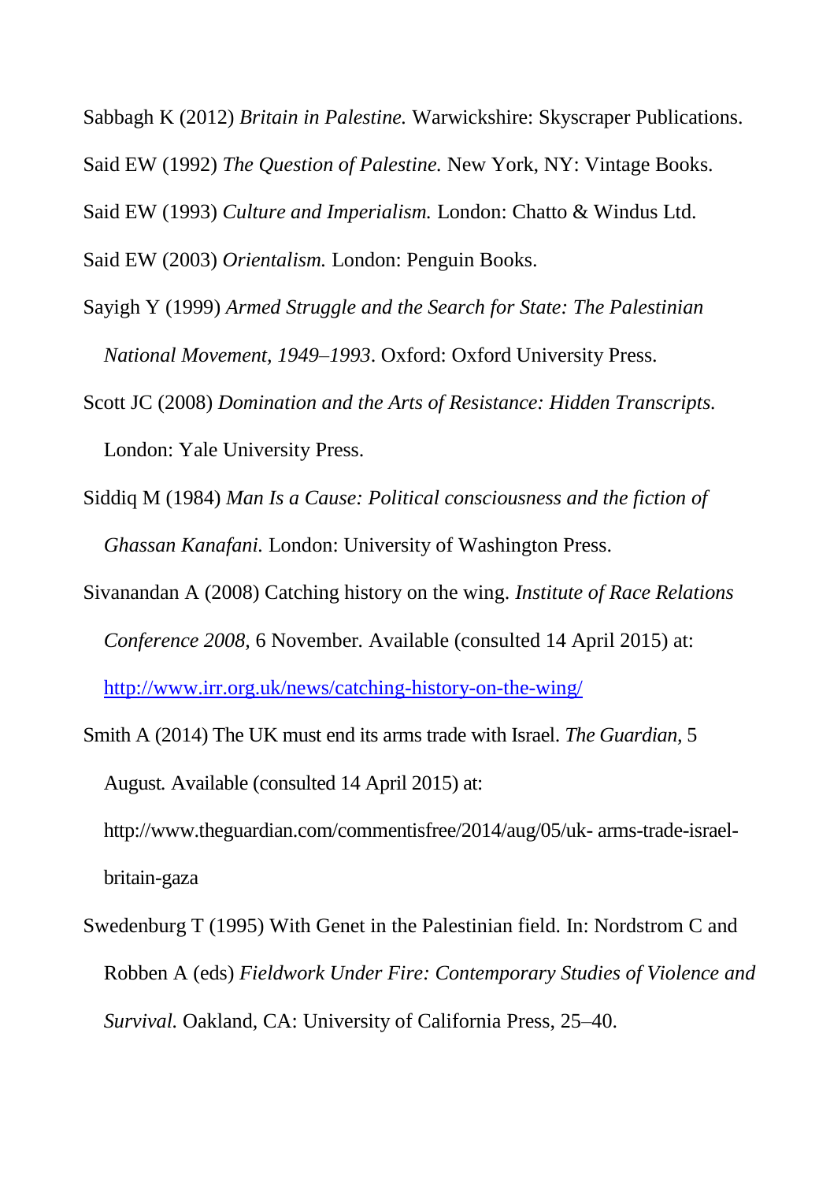Sabbagh K (2012) *Britain in Palestine.* Warwickshire: Skyscraper Publications.

Said EW (1992) *The Question of Palestine.* New York, NY: Vintage Books.

Said EW (1993) *Culture and Imperialism.* London: Chatto & Windus Ltd.

Said EW (2003) *Orientalism.* London: Penguin Books.

Sayigh Y (1999) *Armed Struggle and the Search for State: The Palestinian National Movement, 1949–1993*. Oxford: Oxford University Press.

Scott JC (2008) *Domination and the Arts of Resistance: Hidden Transcripts.* London: Yale University Press.

Siddiq M (1984) *Man Is a Cause: Political consciousness and the fiction of Ghassan Kanafani.* London: University of Washington Press.

Sivanandan A (2008) Catching history on the wing. *Institute of Race Relations Conference 2008,* 6 November. Available (consulted 14 April 2015) at: [http://www.irr.org.uk/news/catching-history-on-the-wing/](http://www.irr.org.uk/news/catching-history-on-the-wing/)

Smith A (2014) The UK must end its arms trade with Israel. *The Guardian,* 5 August. Available (consulted 14 April 2015) at: http://www.theguardian.com/commentisfree/2014/aug/05/uk- arms-trade-israel-britain-gaza

Swedenburg T (1995) With Genet in the Palestinian field. In: Nordstrom C and Robben A (eds) *Fieldwork Under Fire: Contemporary Studies of Violence and Survival.* Oakland, CA: University of California Press, 25–40.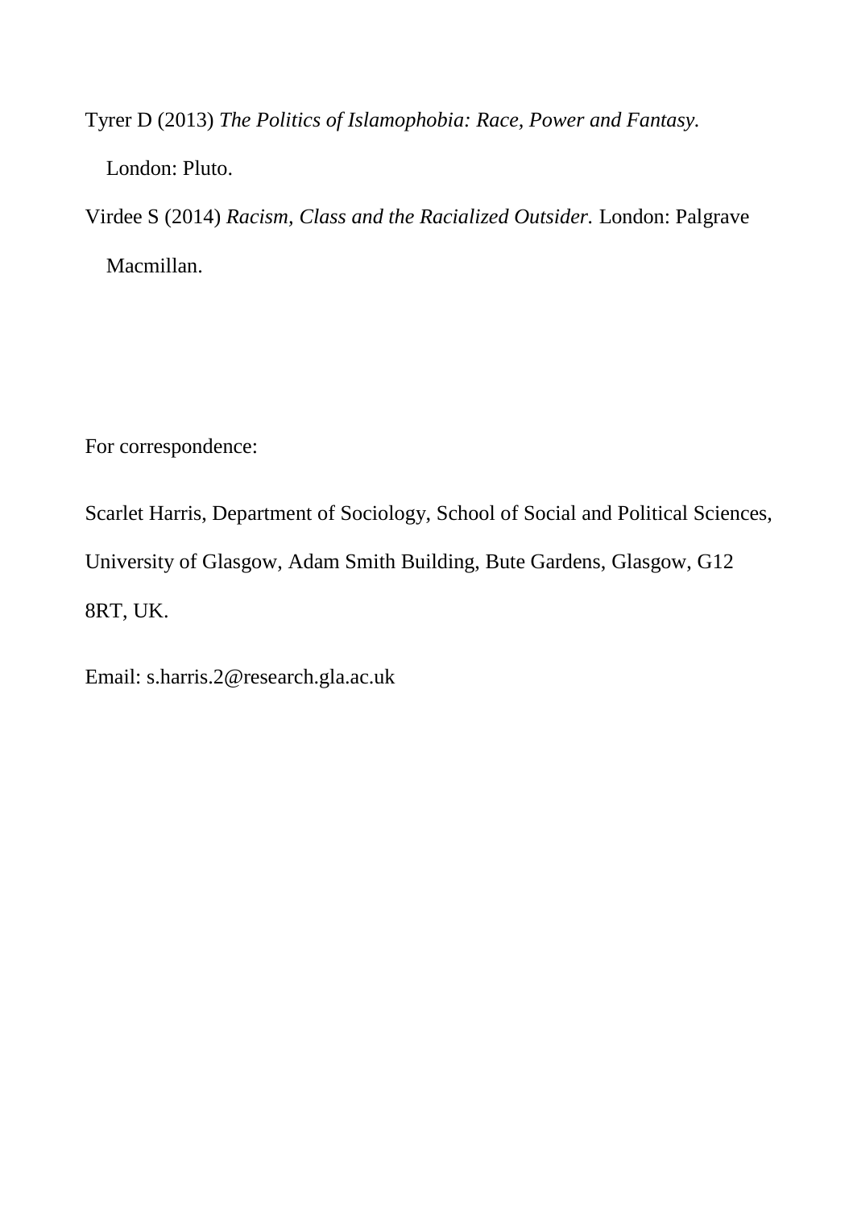Tyrer D (2013) *The Politics of Islamophobia: Race, Power and Fantasy.* London: Pluto.

Virdee S (2014) *Racism, Class and the Racialized Outsider.* London: Palgrave Macmillan.

For correspondence:

Scarlet Harris, Department of Sociology, School of Social and Political Sciences, University of Glasgow, Adam Smith Building, Bute Gardens, Glasgow, G12 8RT, UK.

Email: s.harris.2@research.gla.ac.uk